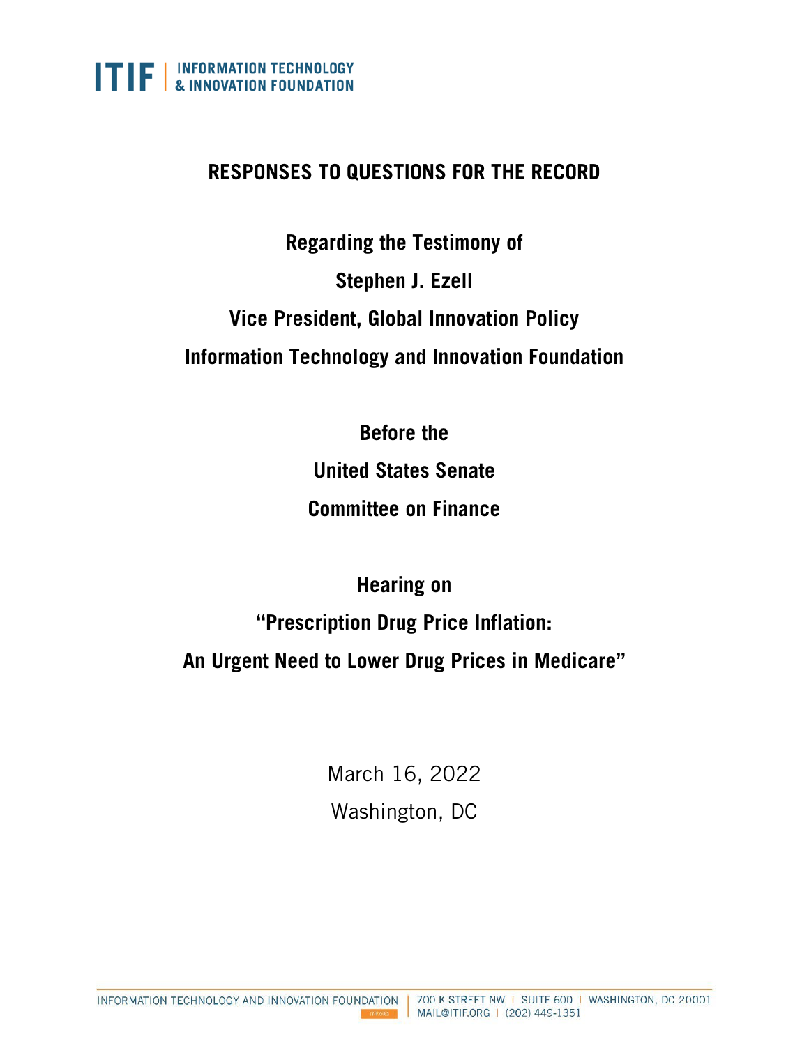ITIF | INFORMATION TECHNOLOGY & INNOVATION FOUNDATION

# RESPONSES TO QUESTIONS FOR THE RECORD

**Regarding the Testimony of**

**Stephen J. Ezell**

**Vice President, Global Innovation Policy**

**Information Technology and Innovation Foundation**

**Before the**

**United States Senate**

**Committee on Finance**

**Hearing on**

**"Prescription Drug Price Inflation: An Urgent Need to Lower Drug Prices in Medicare"**

March 16, 2022

Washington, DC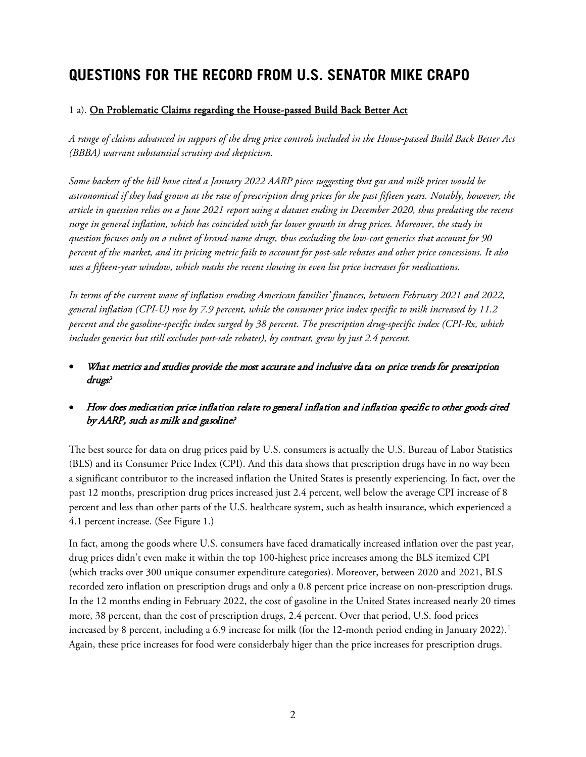# QUESTIONS FOR THE RECORD FROM U.S. SENATOR MIKE CRAPO

1 a). On Problematic Claims regarding the House-passed Build Back Better Act

*A range of claims advanced in support of the drug price controls included in the House-passed Build Back Better Act (BBBA) warrant substantial scrutiny and skepticism.*

*Some backers of the bill have cited a January 2022 AARP piece suggesting that gas and milk prices would be astronomical if they had grown at the rate of prescription drug prices for the past fifteen years. Notably, however, the article in question relies on a June 2021 report using a dataset ending in December 2020, thus predating the recent surge in general inflation, which has coincided with far lower growth in drug prices. Moreover, the study in question focuses only on a subset of brand-name drugs, thus excluding the low-cost generics that account for 90 percent of the market, and its pricing metric fails to account for post-sale rebates and other price concessions. It also uses a fifteen-year window, which masks the recent slowing in even list price increases for medications.*

*In terms of the current wave of inflation eroding American families' finances, between February 2021 and 2022, general inflation (CPI-U) rose by 7.9 percent, while the consumer price index specific to milk increased by 11.2 percent and the gasoline-specific index surged by 38 percent. The prescription drug-specific index (CPI-Rx, which includes generics but still excludes post-sale rebates), by contrast, grew by just 2.4 percent.*

- *What metrics and studies provide the most accurate and inclusive data on price trends for prescription drugs?*
- *How does medication price inflation relate to general inflation and inflation specific to other goods cited by AARP, such as milk and gasoline?*

The best source for data on drug prices paid by U.S. consumers is actually the U.S. Bureau of Labor Statistics (BLS) and its Consumer Price Index (CPI). And this data shows that prescription drugs have in no way been a significant contributor to the increased inflation the United States is presently experiencing. In fact, over the past 12 months, prescription drug prices increased just 2.4 percent, well below the average CPI increase of 8 percent and less than other parts of the U.S. healthcare system, such as health insurance, which experienced a 4.1 percent increase. (See Figure 1.)

In fact, among the goods where U.S. consumers have faced dramatically increased inflation over the past year, drug prices didn't even make it within the top 100-highest price increases among the BLS itemized CPI (which tracks over 300 unique consumer expenditure categories). Moreover, between 2020 and 2021, BLS recorded zero inflation on prescription drugs and only a 0.8 percent price increase on non-prescription drugs. In the 12 months ending in February 2022, the cost of gasoline in the United States increased nearly 20 times more, 38 percent, than the cost of prescription drugs, 2.4 percent. Over that period, U.S. food prices increased by 8 percent, including a 6.9 increase for milk (for the 12-month period ending in January 2022).[1] Again, these price increases for food were considerbaly higer than the price increases for prescription drugs.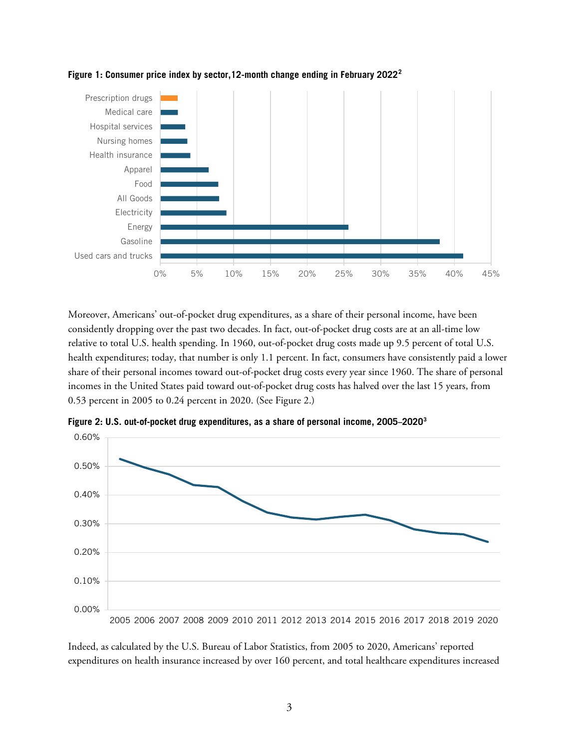**Figure 1: Consumer price index by sector,12-month change ending in February 2022**[2]

Moreover, Americans' out-of-pocket drug expenditures, as a share of their personal income, have been considently dropping over the past two decades. In fact, out-of-pocket drug costs are at an all-time low relative to total U.S. health spending. In 1960, out-of-pocket drug costs made up 9.5 percent of total U.S. health expenditures; today, that number is only 1.1 percent. In fact, consumers have consistently paid a lower share of their personal incomes toward out-of-pocket drug costs every year since 1960. The share of personal incomes in the United States paid toward out-of-pocket drug costs has halved over the last 15 years, from 0.53 percent in 2005 to 0.24 percent in 2020. (See Figure 2.)

**Figure 2: U.S. out-of-pocket drug expenditures, as a share of personal income, 2005–2020**[3]

Indeed, as calculated by the U.S. Bureau of Labor Statistics, from 2005 to 2020, Americans' reported expenditures on health insurance increased by over 160 percent, and total healthcare expenditures increased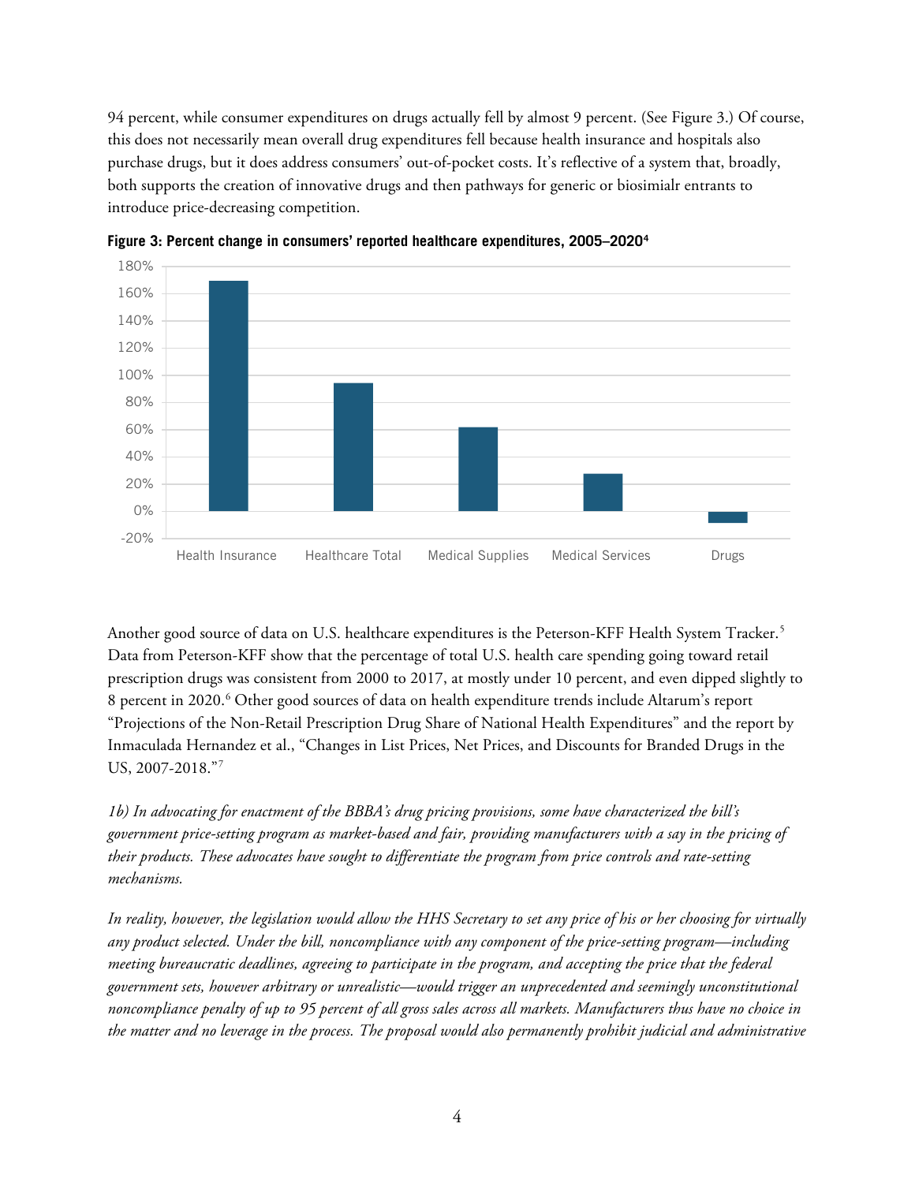94 percent, while consumer expenditures on drugs actually fell by almost 9 percent. (See Figure 3.) Of course, this does not necessarily mean overall drug expenditures fell because health insurance and hospitals also purchase drugs, but it does address consumers' out-of-pocket costs. It's reflective of a system that, broadly, both supports the creation of innovative drugs and then pathways for generic or biosimialr entrants to introduce price-decreasing competition.

**Figure 3: Percent change in consumers' reported healthcare expenditures, 2005–2020**[4]

Another good source of data on U.S. healthcare expenditures is the Peterson-KFF Health System Tracker.[5] Data from Peterson-KFF show that the percentage of total U.S. health care spending going toward retail prescription drugs was consistent from 2000 to 2017, at mostly under 10 percent, and even dipped slightly to 8 percent in 2020.[6] Other good sources of data on health expenditure trends include Altarum's report "Projections of the Non-Retail Prescription Drug Share of National Health Expenditures" and the report by Inmaculada Hernandez et al., "Changes in List Prices, Net Prices, and Discounts for Branded Drugs in the US, 2007-2018."[7]

*1b) In advocating for enactment of the BBBA's drug pricing provisions, some have characterized the bill's government price-setting program as market-based and fair, providing manufacturers with a say in the pricing of their products. These advocates have sought to differentiate the program from price controls and rate-setting mechanisms.*

*In reality, however, the legislation would allow the HHS Secretary to set any price of his or her choosing for virtually any product selected. Under the bill, noncompliance with any component of the price-setting program—including meeting bureaucratic deadlines, agreeing to participate in the program, and accepting the price that the federal government sets, however arbitrary or unrealistic—would trigger an unprecedented and seemingly unconstitutional noncompliance penalty of up to 95 percent of all gross sales across all markets. Manufacturers thus have no choice in the matter and no leverage in the process. The proposal would also permanently prohibit judicial and administrative*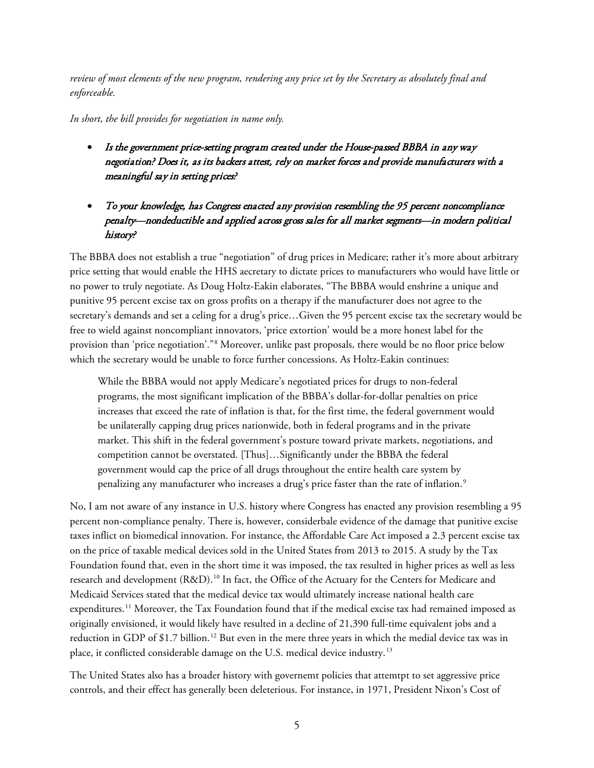*review of most elements of the new program, rendering any price set by the Secretary as absolutely final and enforceable.*

*In short, the bill provides for negotiation in name only.*

- *Is the government price-setting program created under the House-passed BBBA in any way negotiation? Does it, as its backers attest, rely on market forces and provide manufacturers with a meaningful say in setting prices?*

- *To your knowledge, has Congress enacted any provision resembling the 95 percent noncompliance penalty—nondeductible and applied across gross sales for all market segments—in modern political history?*

The BBBA does not establish a true "negotiation" of drug prices in Medicare; rather it's more about arbitrary price setting that would enable the HHS aecretary to dictate prices to manufacturers who would have little or no power to truly negotiate. As Doug Holtz-Eakin elaborates, "The BBBA would enshrine a unique and punitive 95 percent excise tax on gross profits on a therapy if the manufacturer does not agree to the secretary's demands and set a celing for a drug's price…Given the 95 percent excise tax the secretary would be free to wield against noncompliant innovators, 'price extortion' would be a more honest label for the provision than 'price negotiation'."[8] Moreover, unlike past proposals, there would be no floor price below which the secretary would be unable to force further concessions. As Holtz-Eakin continues:

> While the BBBA would not apply Medicare's negotiated prices for drugs to non-federal programs, the most significant implication of the BBBA's dollar-for-dollar penalties on price increases that exceed the rate of inflation is that, for the first time, the federal government would be unilaterally capping drug prices nationwide, both in federal programs and in the private market. This shift in the federal government's posture toward private markets, negotiations, and competition cannot be overstated. [Thus]…Significantly under the BBBA the federal government would cap the price of all drugs throughout the entire health care system by penalizing any manufacturer who increases a drug's price faster than the rate of inflation.[9]

No, I am not aware of any instance in U.S. history where Congress has enacted any provision resembling a 95 percent non-compliance penalty. There is, however, considerbale evidence of the damage that punitive excise taxes inflict on biomedical innovation. For instance, the Affordable Care Act imposed a 2.3 percent excise tax on the price of taxable medical devices sold in the United States from 2013 to 2015. A study by the Tax Foundation found that, even in the short time it was imposed, the tax resulted in higher prices as well as less research and development (R&D).[10] In fact, the Office of the Actuary for the Centers for Medicare and Medicaid Services stated that the medical device tax would ultimately increase national health care expenditures.[11] Moreover, the Tax Foundation found that if the medical excise tax had remained imposed as originally envisioned, it would likely have resulted in a decline of 21,390 full-time equivalent jobs and a reduction in GDP of $1.7 billion.[12] But even in the mere three years in which the medial device tax was in place, it conflicted considerable damage on the U.S. medical device industry.[13]

The United States also has a broader history with governemt policies that attemtpt to set aggressive price controls, and their effect has generally been deleterious. For instance, in 1971, President Nixon's Cost of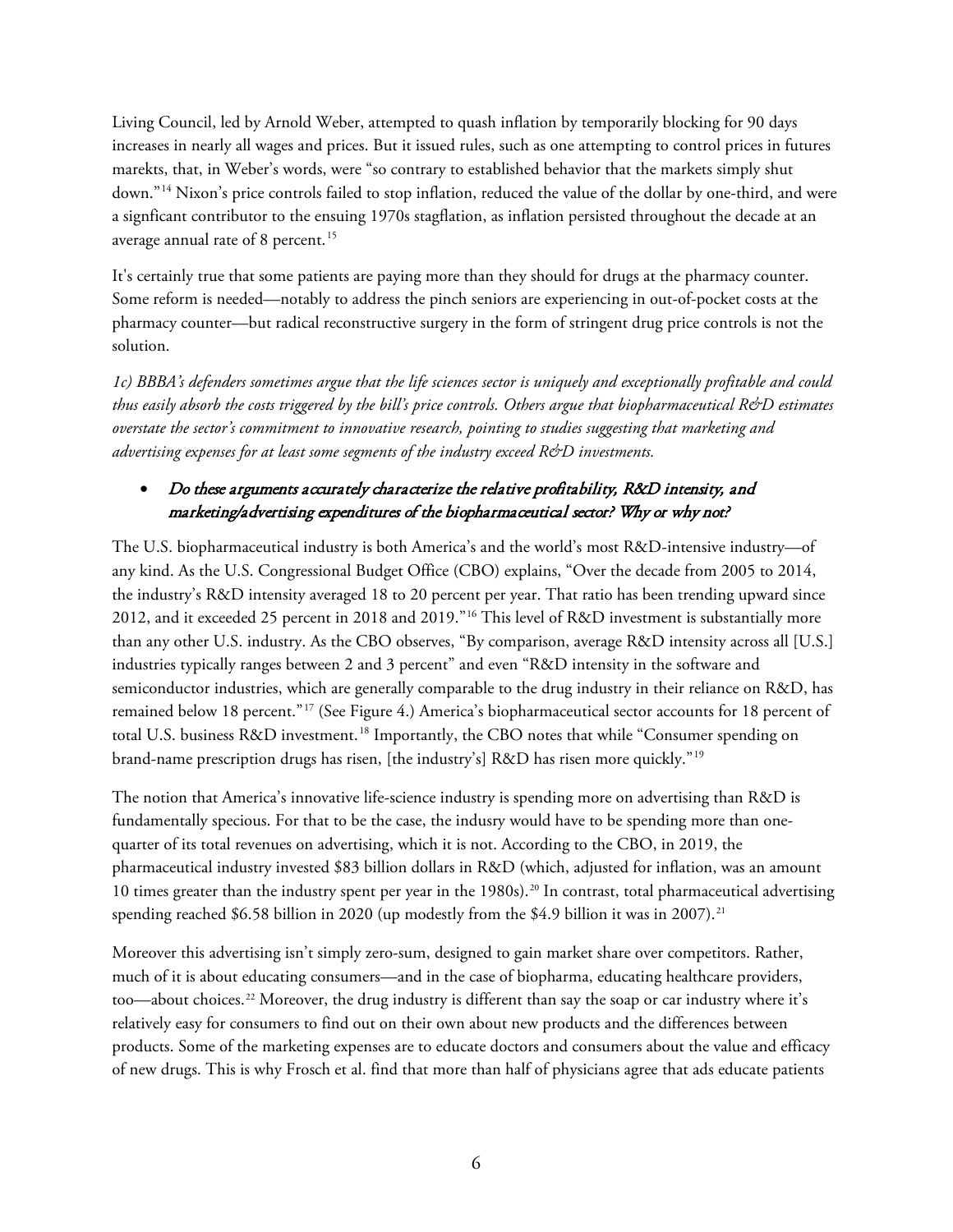Living Council, led by Arnold Weber, attempted to quash inflation by temporarily blocking for 90 days increases in nearly all wages and prices. But it issued rules, such as one attempting to control prices in futures marekts, that, in Weber's words, were "so contrary to established behavior that the markets simply shut down."[14] Nixon's price controls failed to stop inflation, reduced the value of the dollar by one-third, and were a signficant contributor to the ensuing 1970s stagflation, as inflation persisted throughout the decade at an average annual rate of 8 percent.[15]

It's certainly true that some patients are paying more than they should for drugs at the pharmacy counter. Some reform is needed—notably to address the pinch seniors are experiencing in out-of-pocket costs at the pharmacy counter—but radical reconstructive surgery in the form of stringent drug price controls is not the solution.

*1c) BBBA's defenders sometimes argue that the life sciences sector is uniquely and exceptionally profitable and could thus easily absorb the costs triggered by the bill's price controls. Others argue that biopharmaceutical R&D estimates overstate the sector's commitment to innovative research, pointing to studies suggesting that marketing and advertising expenses for at least some segments of the industry exceed R&D investments.*

- *Do these arguments accurately characterize the relative profitability, R&D intensity, and marketing/advertising expenditures of the biopharmaceutical sector? Why or why not?*

The U.S. biopharmaceutical industry is both America's and the world's most R&D-intensive industry—of any kind. As the U.S. Congressional Budget Office (CBO) explains, "Over the decade from 2005 to 2014, the industry's R&D intensity averaged 18 to 20 percent per year. That ratio has been trending upward since 2012, and it exceeded 25 percent in 2018 and 2019."[16] This level of R&D investment is substantially more than any other U.S. industry. As the CBO observes, "By comparison, average R&D intensity across all [U.S.] industries typically ranges between 2 and 3 percent" and even "R&D intensity in the software and semiconductor industries, which are generally comparable to the drug industry in their reliance on R&D, has remained below 18 percent."[17] (See Figure 4.) America's biopharmaceutical sector accounts for 18 percent of total U.S. business R&D investment.[18] Importantly, the CBO notes that while "Consumer spending on brand-name prescription drugs has risen, [the industry's] R&D has risen more quickly."[19]

The notion that America's innovative life-science industry is spending more on advertising than R&D is fundamentally specious. For that to be the case, the indusry would have to be spending more than one-quarter of its total revenues on advertising, which it is not. According to the CBO, in 2019, the pharmaceutical industry invested $83 billion dollars in R&D (which, adjusted for inflation, was an amount 10 times greater than the industry spent per year in the 1980s).[20] In contrast, total pharmaceutical advertising spending reached $6.58 billion in 2020 (up modestly from the $4.9 billion it was in 2007).[21]

Moreover this advertising isn't simply zero-sum, designed to gain market share over competitors. Rather, much of it is about educating consumers—and in the case of biopharma, educating healthcare providers, too—about choices.[22] Moreover, the drug industry is different than say the soap or car industry where it's relatively easy for consumers to find out on their own about new products and the differences between products. Some of the marketing expenses are to educate doctors and consumers about the value and efficacy of new drugs. This is why Frosch et al. find that more than half of physicians agree that ads educate patients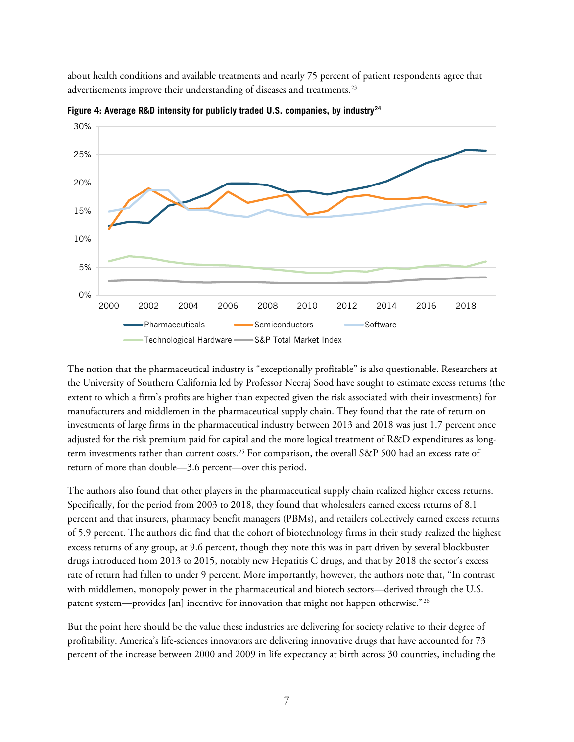about health conditions and available treatments and nearly 75 percent of patient respondents agree that advertisements improve their understanding of diseases and treatments.[23]

**Figure 4: Average R&D intensity for publicly traded U.S. companies, by industry[24]**

The notion that the pharmaceutical industry is "exceptionally profitable" is also questionable. Researchers at the University of Southern California led by Professor Neeraj Sood have sought to estimate excess returns (the extent to which a firm's profits are higher than expected given the risk associated with their investments) for manufacturers and middlemen in the pharmaceutical supply chain. They found that the rate of return on investments of large firms in the pharmaceutical industry between 2013 and 2018 was just 1.7 percent once adjusted for the risk premium paid for capital and the more logical treatment of R&D expenditures as long-term investments rather than current costs.[25] For comparison, the overall S&P 500 had an excess rate of return of more than double—3.6 percent—over this period.

The authors also found that other players in the pharmaceutical supply chain realized higher excess returns. Specifically, for the period from 2003 to 2018, they found that wholesalers earned excess returns of 8.1 percent and that insurers, pharmacy benefit managers (PBMs), and retailers collectively earned excess returns of 5.9 percent. The authors did find that the cohort of biotechnology firms in their study realized the highest excess returns of any group, at 9.6 percent, though they note this was in part driven by several blockbuster drugs introduced from 2013 to 2015, notably new Hepatitis C drugs, and that by 2018 the sector's excess rate of return had fallen to under 9 percent. More importantly, however, the authors note that, "In contrast with middlemen, monopoly power in the pharmaceutical and biotech sectors—derived through the U.S. patent system—provides [an] incentive for innovation that might not happen otherwise."[26]

But the point here should be the value these industries are delivering for society relative to their degree of profitability. America's life-sciences innovators are delivering innovative drugs that have accounted for 73 percent of the increase between 2000 and 2009 in life expectancy at birth across 30 countries, including the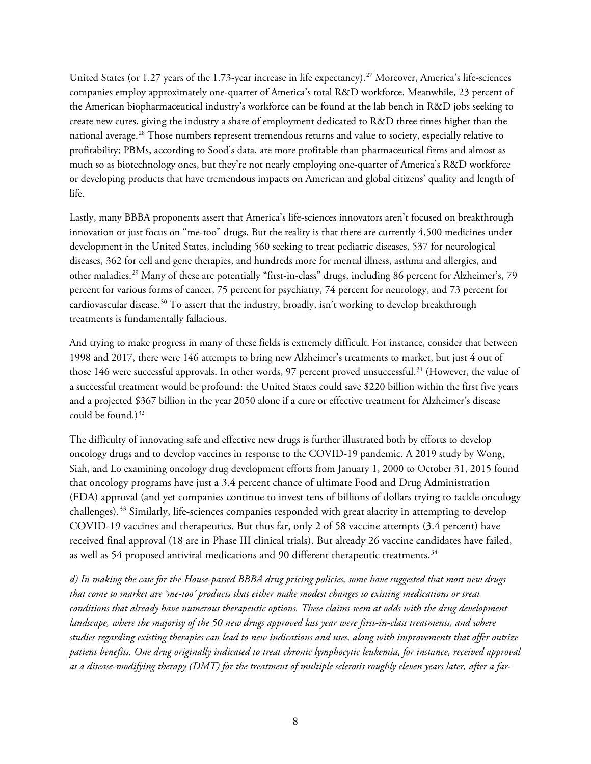United States (or 1.27 years of the 1.73-year increase in life expectancy).[27] Moreover, America's life-sciences companies employ approximately one-quarter of America's total R&D workforce. Meanwhile, 23 percent of the American biopharmaceutical industry's workforce can be found at the lab bench in R&D jobs seeking to create new cures, giving the industry a share of employment dedicated to R&D three times higher than the national average.[28] Those numbers represent tremendous returns and value to society, especially relative to profitability; PBMs, according to Sood's data, are more profitable than pharmaceutical firms and almost as much so as biotechnology ones, but they're not nearly employing one-quarter of America's R&D workforce or developing products that have tremendous impacts on American and global citizens' quality and length of life.

Lastly, many BBBA proponents assert that America's life-sciences innovators aren't focused on breakthrough innovation or just focus on "me-too" drugs. But the reality is that there are currently 4,500 medicines under development in the United States, including 560 seeking to treat pediatric diseases, 537 for neurological diseases, 362 for cell and gene therapies, and hundreds more for mental illness, asthma and allergies, and other maladies.[29] Many of these are potentially "first-in-class" drugs, including 86 percent for Alzheimer's, 79 percent for various forms of cancer, 75 percent for psychiatry, 74 percent for neurology, and 73 percent for cardiovascular disease.[30] To assert that the industry, broadly, isn't working to develop breakthrough treatments is fundamentally fallacious.

And trying to make progress in many of these fields is extremely difficult. For instance, consider that between 1998 and 2017, there were 146 attempts to bring new Alzheimer's treatments to market, but just 4 out of those 146 were successful approvals. In other words, 97 percent proved unsuccessful.[31] (However, the value of a successful treatment would be profound: the United States could save $220 billion within the first five years and a projected $367 billion in the year 2050 alone if a cure or effective treatment for Alzheimer's disease could be found.)[32]

The difficulty of innovating safe and effective new drugs is further illustrated both by efforts to develop oncology drugs and to develop vaccines in response to the COVID-19 pandemic. A 2019 study by Wong, Siah, and Lo examining oncology drug development efforts from January 1, 2000 to October 31, 2015 found that oncology programs have just a 3.4 percent chance of ultimate Food and Drug Administration (FDA) approval (and yet companies continue to invest tens of billions of dollars trying to tackle oncology challenges).[33] Similarly, life-sciences companies responded with great alacrity in attempting to develop COVID-19 vaccines and therapeutics. But thus far, only 2 of 58 vaccine attempts (3.4 percent) have received final approval (18 are in Phase III clinical trials). But already 26 vaccine candidates have failed, as well as 54 proposed antiviral medications and 90 different therapeutic treatments.[34]

*d) In making the case for the House-passed BBBA drug pricing policies, some have suggested that most new drugs that come to market are 'me-too' products that either make modest changes to existing medications or treat conditions that already have numerous therapeutic options. These claims seem at odds with the drug development landscape, where the majority of the 50 new drugs approved last year were first-in-class treatments, and where studies regarding existing therapies can lead to new indications and uses, along with improvements that offer outsize patient benefits. One drug originally indicated to treat chronic lymphocytic leukemia, for instance, received approval as a disease-modifying therapy (DMT) for the treatment of multiple sclerosis roughly eleven years later, after a far-*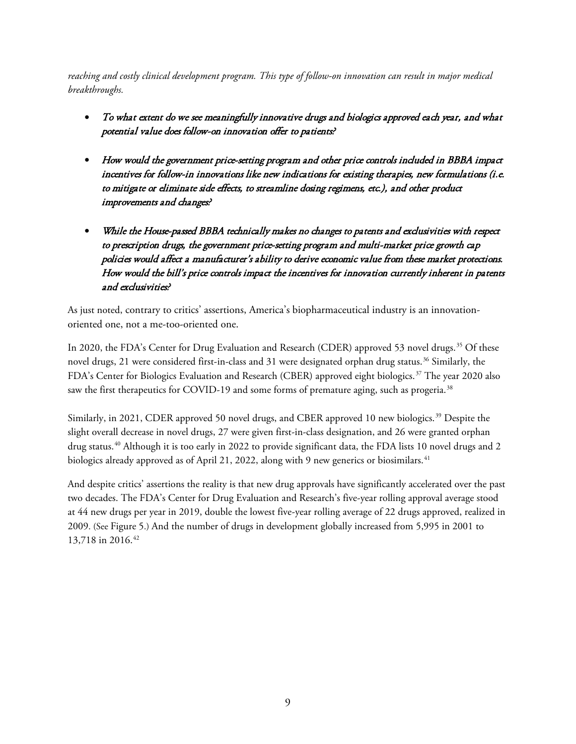*reaching and costly clinical development program. This type of follow-on innovation can result in major medical breakthroughs.*

- *To what extent do we see meaningfully innovative drugs and biologics approved each year, and what potential value does follow-on innovation offer to patients?*

- *How would the government price-setting program and other price controls included in BBBA impact incentives for follow-in innovations like new indications for existing therapies, new formulations (i.e. to mitigate or eliminate side effects, to streamline dosing regimens, etc.), and other product improvements and changes?*

- *While the House-passed BBBA technically makes no changes to patents and exclusivities with respect to prescription drugs, the government price-setting program and multi-market price growth cap policies would affect a manufacturer's ability to derive economic value from these market protections. How would the bill's price controls impact the incentives for innovation currently inherent in patents and exclusivities?*

As just noted, contrary to critics' assertions, America's biopharmaceutical industry is an innovation-oriented one, not a me-too-oriented one.

In 2020, the FDA's Center for Drug Evaluation and Research (CDER) approved 53 novel drugs.[35] Of these novel drugs, 21 were considered first-in-class and 31 were designated orphan drug status.[36] Similarly, the FDA's Center for Biologics Evaluation and Research (CBER) approved eight biologics.[37] The year 2020 also saw the first therapeutics for COVID-19 and some forms of premature aging, such as progeria.[38]

Similarly, in 2021, CDER approved 50 novel drugs, and CBER approved 10 new biologics.[39] Despite the slight overall decrease in novel drugs, 27 were given first-in-class designation, and 26 were granted orphan drug status.[40] Although it is too early in 2022 to provide significant data, the FDA lists 10 novel drugs and 2 biologics already approved as of April 21, 2022, along with 9 new generics or biosimilars.[41]

And despite critics' assertions the reality is that new drug approvals have significantly accelerated over the past two decades. The FDA's Center for Drug Evaluation and Research's five-year rolling approval average stood at 44 new drugs per year in 2019, double the lowest five-year rolling average of 22 drugs approved, realized in 2009. (See Figure 5.) And the number of drugs in development globally increased from 5,995 in 2001 to 13,718 in 2016.[42]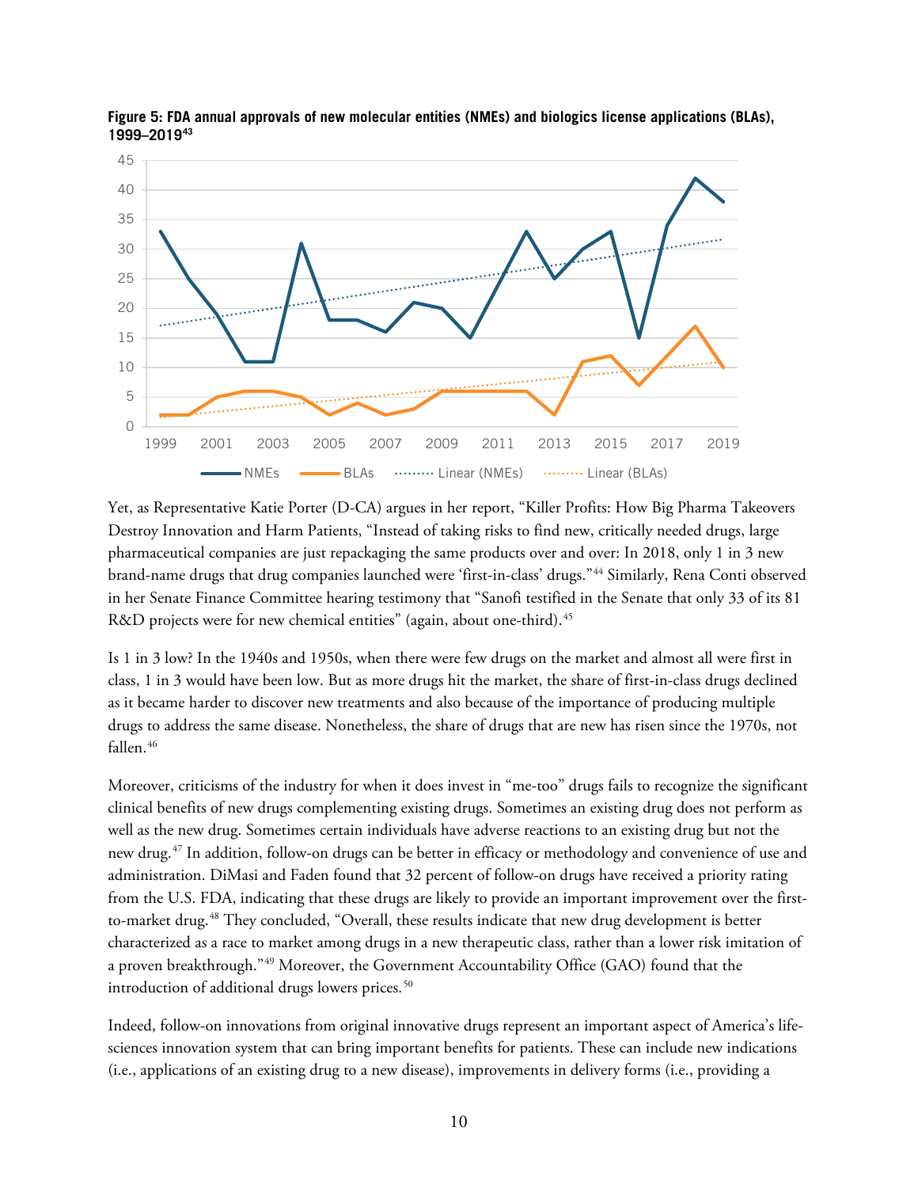**Figure 5: FDA annual approvals of new molecular entities (NMEs) and biologics license applications (BLAs), 1999–2019[43]**

Yet, as Representative Katie Porter (D-CA) argues in her report, "Killer Profits: How Big Pharma Takeovers Destroy Innovation and Harm Patients, "Instead of taking risks to find new, critically needed drugs, large pharmaceutical companies are just repackaging the same products over and over: In 2018, only 1 in 3 new brand-name drugs that drug companies launched were 'first-in-class' drugs."[44] Similarly, Rena Conti observed in her Senate Finance Committee hearing testimony that "Sanofi testified in the Senate that only 33 of its 81 R&D projects were for new chemical entities" (again, about one-third).[45]

Is 1 in 3 low? In the 1940s and 1950s, when there were few drugs on the market and almost all were first in class, 1 in 3 would have been low. But as more drugs hit the market, the share of first-in-class drugs declined as it became harder to discover new treatments and also because of the importance of producing multiple drugs to address the same disease. Nonetheless, the share of drugs that are new has risen since the 1970s, not fallen.[46]

Moreover, criticisms of the industry for when it does invest in "me-too" drugs fails to recognize the significant clinical benefits of new drugs complementing existing drugs. Sometimes an existing drug does not perform as well as the new drug. Sometimes certain individuals have adverse reactions to an existing drug but not the new drug.[47] In addition, follow-on drugs can be better in efficacy or methodology and convenience of use and administration. DiMasi and Faden found that 32 percent of follow-on drugs have received a priority rating from the U.S. FDA, indicating that these drugs are likely to provide an important improvement over the first-to-market drug.[48] They concluded, "Overall, these results indicate that new drug development is better characterized as a race to market among drugs in a new therapeutic class, rather than a lower risk imitation of a proven breakthrough."[49] Moreover, the Government Accountability Office (GAO) found that the introduction of additional drugs lowers prices.[50]

Indeed, follow-on innovations from original innovative drugs represent an important aspect of America's life-sciences innovation system that can bring important benefits for patients. These can include new indications (i.e., applications of an existing drug to a new disease), improvements in delivery forms (i.e., providing a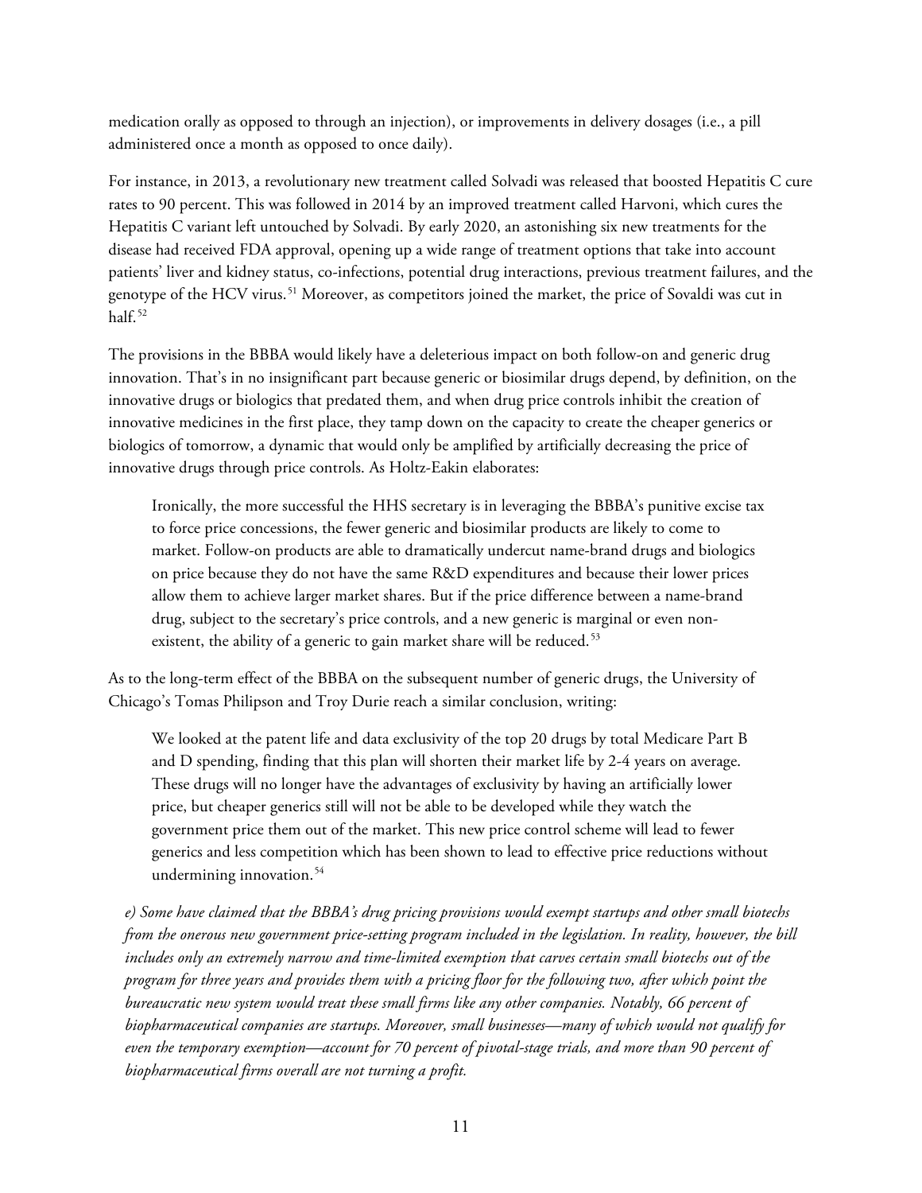medication orally as opposed to through an injection), or improvements in delivery dosages (i.e., a pill administered once a month as opposed to once daily).

For instance, in 2013, a revolutionary new treatment called Solvadi was released that boosted Hepatitis C cure rates to 90 percent. This was followed in 2014 by an improved treatment called Harvoni, which cures the Hepatitis C variant left untouched by Solvadi. By early 2020, an astonishing six new treatments for the disease had received FDA approval, opening up a wide range of treatment options that take into account patients' liver and kidney status, co-infections, potential drug interactions, previous treatment failures, and the genotype of the HCV virus.[51] Moreover, as competitors joined the market, the price of Sovaldi was cut in half.[52]

The provisions in the BBBA would likely have a deleterious impact on both follow-on and generic drug innovation. That's in no insignificant part because generic or biosimilar drugs depend, by definition, on the innovative drugs or biologics that predated them, and when drug price controls inhibit the creation of innovative medicines in the first place, they tamp down on the capacity to create the cheaper generics or biologics of tomorrow, a dynamic that would only be amplified by artificially decreasing the price of innovative drugs through price controls. As Holtz-Eakin elaborates:

> Ironically, the more successful the HHS secretary is in leveraging the BBBA's punitive excise tax to force price concessions, the fewer generic and biosimilar products are likely to come to market. Follow-on products are able to dramatically undercut name-brand drugs and biologics on price because they do not have the same R&D expenditures and because their lower prices allow them to achieve larger market shares. But if the price difference between a name-brand drug, subject to the secretary's price controls, and a new generic is marginal or even non-existent, the ability of a generic to gain market share will be reduced.[53]

As to the long-term effect of the BBBA on the subsequent number of generic drugs, the University of Chicago's Tomas Philipson and Troy Durie reach a similar conclusion, writing:

> We looked at the patent life and data exclusivity of the top 20 drugs by total Medicare Part B and D spending, finding that this plan will shorten their market life by 2-4 years on average. These drugs will no longer have the advantages of exclusivity by having an artificially lower price, but cheaper generics still will not be able to be developed while they watch the government price them out of the market. This new price control scheme will lead to fewer generics and less competition which has been shown to lead to effective price reductions without undermining innovation.[54]

*e) Some have claimed that the BBBA's drug pricing provisions would exempt startups and other small biotechs from the onerous new government price-setting program included in the legislation. In reality, however, the bill includes only an extremely narrow and time-limited exemption that carves certain small biotechs out of the program for three years and provides them with a pricing floor for the following two, after which point the bureaucratic new system would treat these small firms like any other companies. Notably, 66 percent of biopharmaceutical companies are startups. Moreover, small businesses—many of which would not qualify for even the temporary exemption—account for 70 percent of pivotal-stage trials, and more than 90 percent of biopharmaceutical firms overall are not turning a profit.*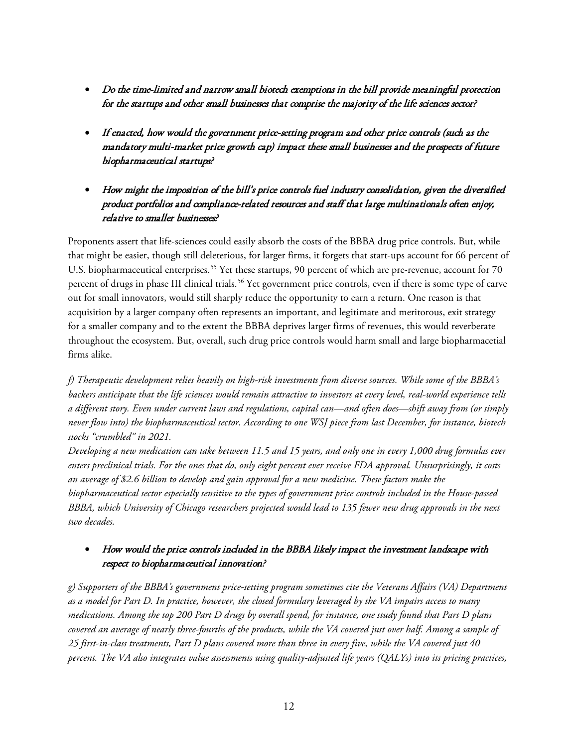- *Do the time-limited and narrow small biotech exemptions in the bill provide meaningful protection for the startups and other small businesses that comprise the majority of the life sciences sector?*

- *If enacted, how would the government price-setting program and other price controls (such as the mandatory multi-market price growth cap) impact these small businesses and the prospects of future biopharmaceutical startups?*

- *How might the imposition of the bill's price controls fuel industry consolidation, given the diversified product portfolios and compliance-related resources and staff that large multinationals often enjoy, relative to smaller businesses?*

Proponents assert that life-sciences could easily absorb the costs of the BBBA drug price controls. But, while that might be easier, though still deleterious, for larger firms, it forgets that start-ups account for 66 percent of U.S. biopharmaceutical enterprises.[55] Yet these startups, 90 percent of which are pre-revenue, account for 70 percent of drugs in phase III clinical trials.[56] Yet government price controls, even if there is some type of carve out for small innovators, would still sharply reduce the opportunity to earn a return. One reason is that acquisition by a larger company often represents an important, and legitimate and meritorous, exit strategy for a smaller company and to the extent the BBBA deprives larger firms of revenues, this would reverberate throughout the ecosystem. But, overall, such drug price controls would harm small and large biopharmacetial firms alike.

*f) Therapeutic development relies heavily on high-risk investments from diverse sources. While some of the BBBA's backers anticipate that the life sciences would remain attractive to investors at every level, real-world experience tells a different story. Even under current laws and regulations, capital can—and often does—shift away from (or simply never flow into) the biopharmaceutical sector. According to one WSJ piece from last December, for instance, biotech stocks "crumbled" in 2021.*

*Developing a new medication can take between 11.5 and 15 years, and only one in every 1,000 drug formulas ever enters preclinical trials. For the ones that do, only eight percent ever receive FDA approval. Unsurprisingly, it costs an average of $2.6 billion to develop and gain approval for a new medicine. These factors make the biopharmaceutical sector especially sensitive to the types of government price controls included in the House-passed BBBA, which University of Chicago researchers projected would lead to 135 fewer new drug approvals in the next two decades.*

- *How would the price controls included in the BBBA likely impact the investment landscape with respect to biopharmaceutical innovation?*

*g) Supporters of the BBBA's government price-setting program sometimes cite the Veterans Affairs (VA) Department as a model for Part D. In practice, however, the closed formulary leveraged by the VA impairs access to many medications. Among the top 200 Part D drugs by overall spend, for instance, one study found that Part D plans covered an average of nearly three-fourths of the products, while the VA covered just over half. Among a sample of 25 first-in-class treatments, Part D plans covered more than three in every five, while the VA covered just 40 percent. The VA also integrates value assessments using quality-adjusted life years (QALYs) into its pricing practices,*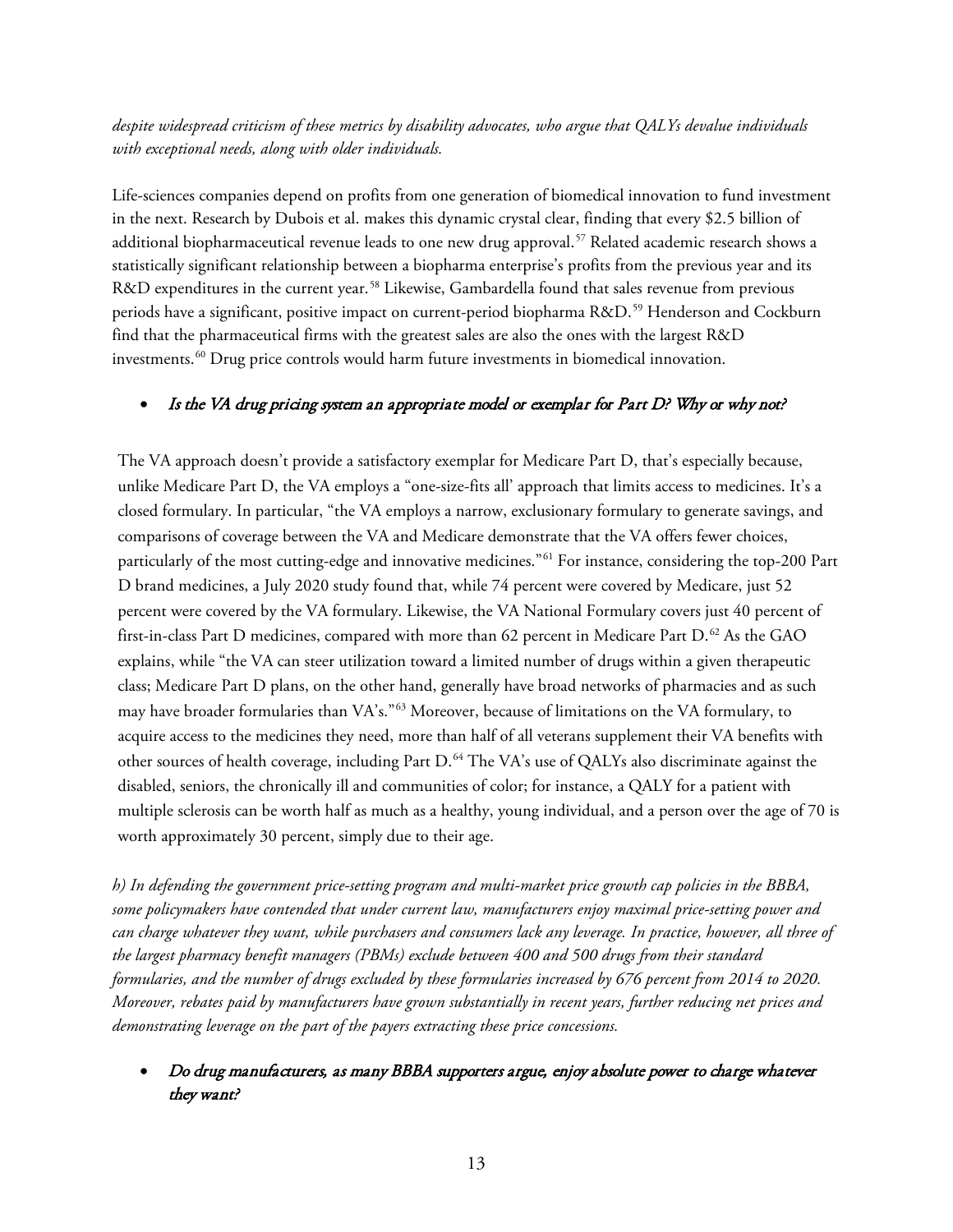*despite widespread criticism of these metrics by disability advocates, who argue that QALYs devalue individuals with exceptional needs, along with older individuals.*

Life-sciences companies depend on profits from one generation of biomedical innovation to fund investment in the next. Research by Dubois et al. makes this dynamic crystal clear, finding that every $2.5 billion of additional biopharmaceutical revenue leads to one new drug approval.[57] Related academic research shows a statistically significant relationship between a biopharma enterprise's profits from the previous year and its R&D expenditures in the current year.[58] Likewise, Gambardella found that sales revenue from previous periods have a significant, positive impact on current-period biopharma R&D.[59] Henderson and Cockburn find that the pharmaceutical firms with the greatest sales are also the ones with the largest R&D investments.[60] Drug price controls would harm future investments in biomedical innovation.

- *Is the VA drug pricing system an appropriate model or exemplar for Part D? Why or why not?*

The VA approach doesn't provide a satisfactory exemplar for Medicare Part D, that's especially because, unlike Medicare Part D, the VA employs a "one-size-fits all' approach that limits access to medicines. It's a closed formulary. In particular, "the VA employs a narrow, exclusionary formulary to generate savings, and comparisons of coverage between the VA and Medicare demonstrate that the VA offers fewer choices, particularly of the most cutting-edge and innovative medicines."[61] For instance, considering the top-200 Part D brand medicines, a July 2020 study found that, while 74 percent were covered by Medicare, just 52 percent were covered by the VA formulary. Likewise, the VA National Formulary covers just 40 percent of first-in-class Part D medicines, compared with more than 62 percent in Medicare Part D.[62] As the GAO explains, while "the VA can steer utilization toward a limited number of drugs within a given therapeutic class; Medicare Part D plans, on the other hand, generally have broad networks of pharmacies and as such may have broader formularies than VA's."[63] Moreover, because of limitations on the VA formulary, to acquire access to the medicines they need, more than half of all veterans supplement their VA benefits with other sources of health coverage, including Part D.[64] The VA's use of QALYs also discriminate against the disabled, seniors, the chronically ill and communities of color; for instance, a QALY for a patient with multiple sclerosis can be worth half as much as a healthy, young individual, and a person over the age of 70 is worth approximately 30 percent, simply due to their age.

*h) In defending the government price-setting program and multi-market price growth cap policies in the BBBA, some policymakers have contended that under current law, manufacturers enjoy maximal price-setting power and can charge whatever they want, while purchasers and consumers lack any leverage. In practice, however, all three of the largest pharmacy benefit managers (PBMs) exclude between 400 and 500 drugs from their standard formularies, and the number of drugs excluded by these formularies increased by 676 percent from 2014 to 2020. Moreover, rebates paid by manufacturers have grown substantially in recent years, further reducing net prices and demonstrating leverage on the part of the payers extracting these price concessions.*

- *Do drug manufacturers, as many BBBA supporters argue, enjoy absolute power to charge whatever they want?*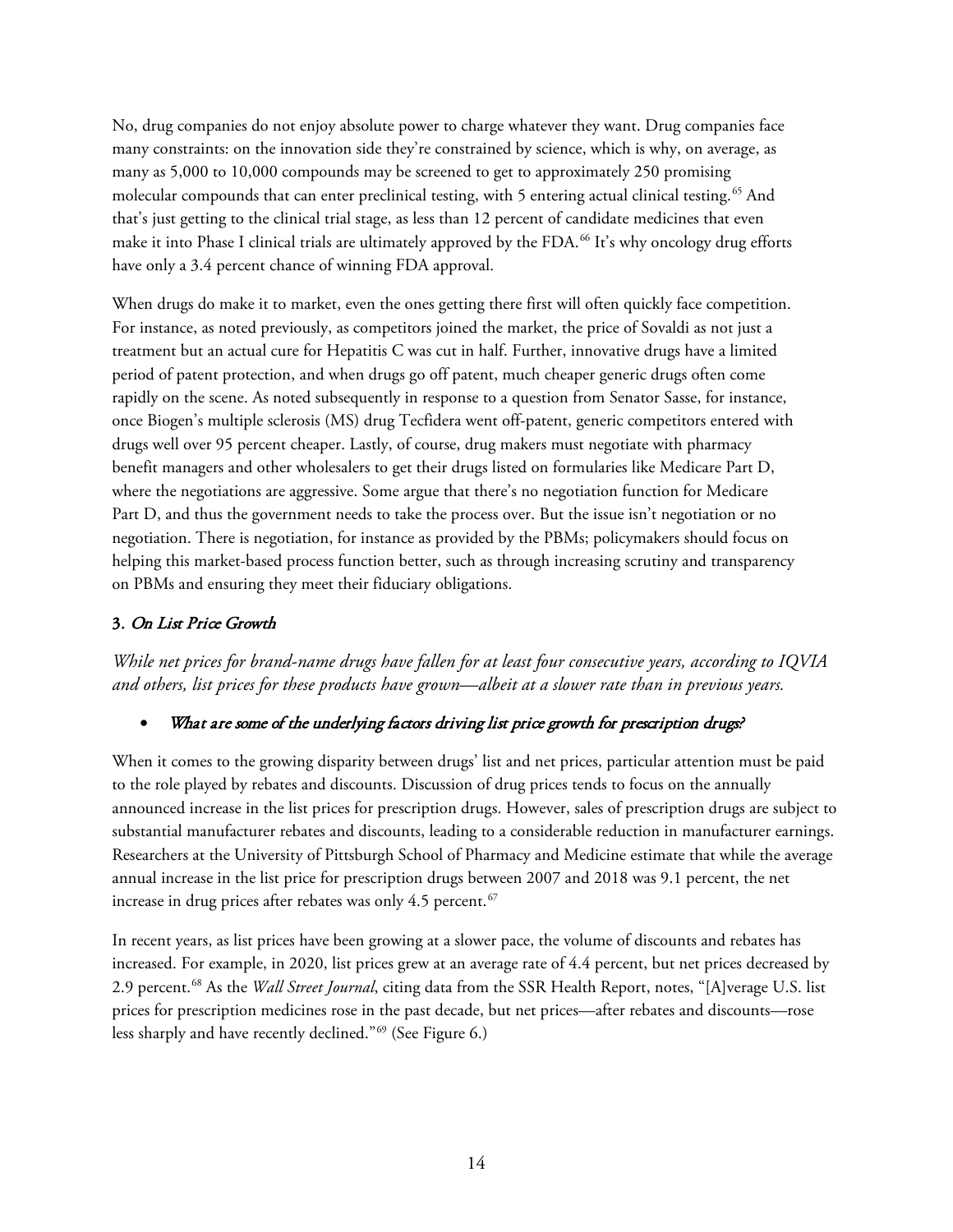No, drug companies do not enjoy absolute power to charge whatever they want. Drug companies face many constraints: on the innovation side they're constrained by science, which is why, on average, as many as 5,000 to 10,000 compounds may be screened to get to approximately 250 promising molecular compounds that can enter preclinical testing, with 5 entering actual clinical testing.[65] And that's just getting to the clinical trial stage, as less than 12 percent of candidate medicines that even make it into Phase I clinical trials are ultimately approved by the FDA.[66] It's why oncology drug efforts have only a 3.4 percent chance of winning FDA approval.

When drugs do make it to market, even the ones getting there first will often quickly face competition. For instance, as noted previously, as competitors joined the market, the price of Sovaldi as not just a treatment but an actual cure for Hepatitis C was cut in half. Further, innovative drugs have a limited period of patent protection, and when drugs go off patent, much cheaper generic drugs often come rapidly on the scene. As noted subsequently in response to a question from Senator Sasse, for instance, once Biogen's multiple sclerosis (MS) drug Tecfidera went off-patent, generic competitors entered with drugs well over 95 percent cheaper. Lastly, of course, drug makers must negotiate with pharmacy benefit managers and other wholesalers to get their drugs listed on formularies like Medicare Part D, where the negotiations are aggressive. Some argue that there's no negotiation function for Medicare Part D, and thus the government needs to take the process over. But the issue isn't negotiation or no negotiation. There is negotiation, for instance as provided by the PBMs; policymakers should focus on helping this market-based process function better, such as through increasing scrutiny and transparency on PBMs and ensuring they meet their fiduciary obligations.

### 3. *On List Price Growth*

*While net prices for brand-name drugs have fallen for at least four consecutive years, according to IQVIA and others, list prices for these products have grown—albeit at a slower rate than in previous years.*

- *What are some of the underlying factors driving list price growth for prescription drugs?*

When it comes to the growing disparity between drugs' list and net prices, particular attention must be paid to the role played by rebates and discounts. Discussion of drug prices tends to focus on the annually announced increase in the list prices for prescription drugs. However, sales of prescription drugs are subject to substantial manufacturer rebates and discounts, leading to a considerable reduction in manufacturer earnings. Researchers at the University of Pittsburgh School of Pharmacy and Medicine estimate that while the average annual increase in the list price for prescription drugs between 2007 and 2018 was 9.1 percent, the net increase in drug prices after rebates was only 4.5 percent.[67]

In recent years, as list prices have been growing at a slower pace, the volume of discounts and rebates has increased. For example, in 2020, list prices grew at an average rate of 4.4 percent, but net prices decreased by 2.9 percent.[68] As the *Wall Street Journal*, citing data from the SSR Health Report, notes, "[A]verage U.S. list prices for prescription medicines rose in the past decade, but net prices—after rebates and discounts—rose less sharply and have recently declined."[69] (See Figure 6.)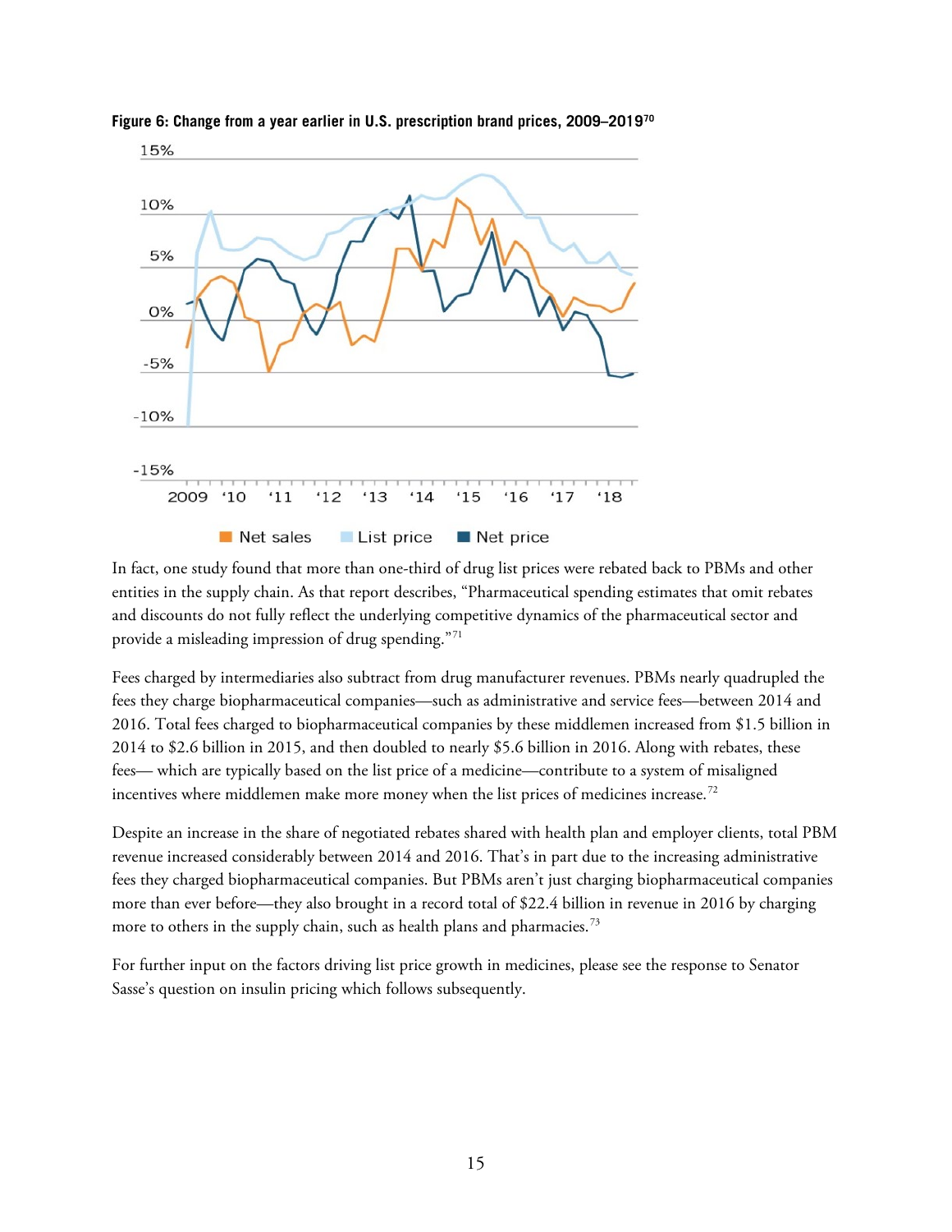**Figure 6: Change from a year earlier in U.S. prescription brand prices, 2009–2019[70]**

In fact, one study found that more than one-third of drug list prices were rebated back to PBMs and other entities in the supply chain. As that report describes, "Pharmaceutical spending estimates that omit rebates and discounts do not fully reflect the underlying competitive dynamics of the pharmaceutical sector and provide a misleading impression of drug spending."[71]

Fees charged by intermediaries also subtract from drug manufacturer revenues. PBMs nearly quadrupled the fees they charge biopharmaceutical companies—such as administrative and service fees—between 2014 and 2016. Total fees charged to biopharmaceutical companies by these middlemen increased from $1.5 billion in 2014 to $2.6 billion in 2015, and then doubled to nearly $5.6 billion in 2016. Along with rebates, these fees— which are typically based on the list price of a medicine—contribute to a system of misaligned incentives where middlemen make more money when the list prices of medicines increase.[72]

Despite an increase in the share of negotiated rebates shared with health plan and employer clients, total PBM revenue increased considerably between 2014 and 2016. That's in part due to the increasing administrative fees they charged biopharmaceutical companies. But PBMs aren't just charging biopharmaceutical companies more than ever before—they also brought in a record total of $22.4 billion in revenue in 2016 by charging more to others in the supply chain, such as health plans and pharmacies.[73]

For further input on the factors driving list price growth in medicines, please see the response to Senator Sasse's question on insulin pricing which follows subsequently.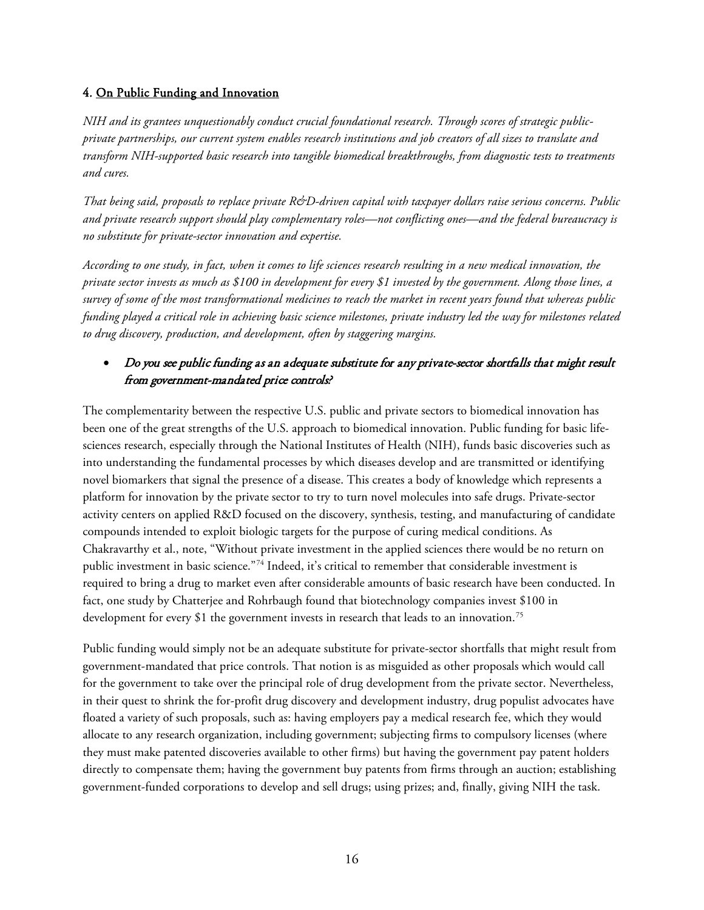## 4. On Public Funding and Innovation

*NIH and its grantees unquestionably conduct crucial foundational research. Through scores of strategic public-private partnerships, our current system enables research institutions and job creators of all sizes to translate and transform NIH-supported basic research into tangible biomedical breakthroughs, from diagnostic tests to treatments and cures.*

*That being said, proposals to replace private R&D-driven capital with taxpayer dollars raise serious concerns. Public and private research support should play complementary roles—not conflicting ones—and the federal bureaucracy is no substitute for private-sector innovation and expertise.*

*According to one study, in fact, when it comes to life sciences research resulting in a new medical innovation, the private sector invests as much as $100 in development for every $1 invested by the government. Along those lines, a survey of some of the most transformational medicines to reach the market in recent years found that whereas public funding played a critical role in achieving basic science milestones, private industry led the way for milestones related to drug discovery, production, and development, often by staggering margins.*

- *Do you see public funding as an adequate substitute for any private-sector shortfalls that might result from government-mandated price controls?*

The complementarity between the respective U.S. public and private sectors to biomedical innovation has been one of the great strengths of the U.S. approach to biomedical innovation. Public funding for basic life-sciences research, especially through the National Institutes of Health (NIH), funds basic discoveries such as into understanding the fundamental processes by which diseases develop and are transmitted or identifying novel biomarkers that signal the presence of a disease. This creates a body of knowledge which represents a platform for innovation by the private sector to try to turn novel molecules into safe drugs. Private-sector activity centers on applied R&D focused on the discovery, synthesis, testing, and manufacturing of candidate compounds intended to exploit biologic targets for the purpose of curing medical conditions. As Chakravarthy et al., note, "Without private investment in the applied sciences there would be no return on public investment in basic science."[74] Indeed, it's critical to remember that considerable investment is required to bring a drug to market even after considerable amounts of basic research have been conducted. In fact, one study by Chatterjee and Rohrbaugh found that biotechnology companies invest $100 in development for every $1 the government invests in research that leads to an innovation.[75]

Public funding would simply not be an adequate substitute for private-sector shortfalls that might result from government-mandated that price controls. That notion is as misguided as other proposals which would call for the government to take over the principal role of drug development from the private sector. Nevertheless, in their quest to shrink the for-profit drug discovery and development industry, drug populist advocates have floated a variety of such proposals, such as: having employers pay a medical research fee, which they would allocate to any research organization, including government; subjecting firms to compulsory licenses (where they must make patented discoveries available to other firms) but having the government pay patent holders directly to compensate them; having the government buy patents from firms through an auction; establishing government-funded corporations to develop and sell drugs; using prizes; and, finally, giving NIH the task.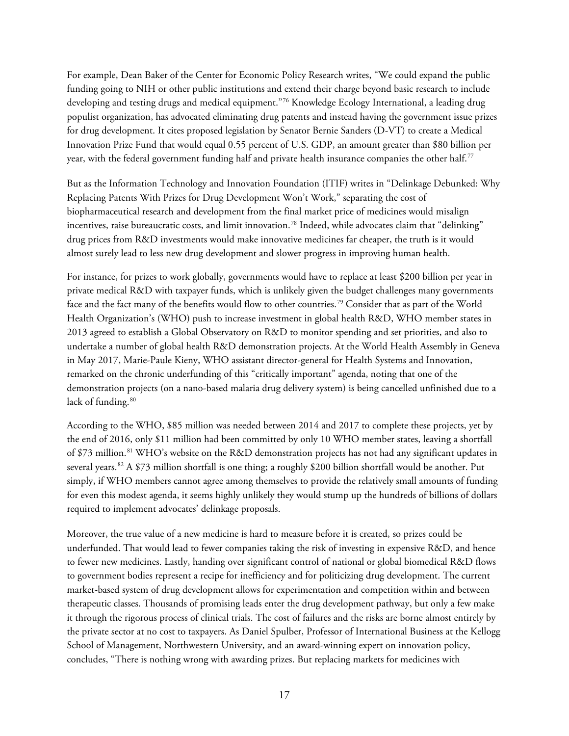For example, Dean Baker of the Center for Economic Policy Research writes, "We could expand the public funding going to NIH or other public institutions and extend their charge beyond basic research to include developing and testing drugs and medical equipment."[76] Knowledge Ecology International, a leading drug populist organization, has advocated eliminating drug patents and instead having the government issue prizes for drug development. It cites proposed legislation by Senator Bernie Sanders (D-VT) to create a Medical Innovation Prize Fund that would equal 0.55 percent of U.S. GDP, an amount greater than $80 billion per year, with the federal government funding half and private health insurance companies the other half.[77]

But as the Information Technology and Innovation Foundation (ITIF) writes in "Delinkage Debunked: Why Replacing Patents With Prizes for Drug Development Won't Work," separating the cost of biopharmaceutical research and development from the final market price of medicines would misalign incentives, raise bureaucratic costs, and limit innovation.[78] Indeed, while advocates claim that "delinking" drug prices from R&D investments would make innovative medicines far cheaper, the truth is it would almost surely lead to less new drug development and slower progress in improving human health.

For instance, for prizes to work globally, governments would have to replace at least $200 billion per year in private medical R&D with taxpayer funds, which is unlikely given the budget challenges many governments face and the fact many of the benefits would flow to other countries.[79] Consider that as part of the World Health Organization's (WHO) push to increase investment in global health R&D, WHO member states in 2013 agreed to establish a Global Observatory on R&D to monitor spending and set priorities, and also to undertake a number of global health R&D demonstration projects. At the World Health Assembly in Geneva in May 2017, Marie-Paule Kieny, WHO assistant director-general for Health Systems and Innovation, remarked on the chronic underfunding of this "critically important" agenda, noting that one of the demonstration projects (on a nano-based malaria drug delivery system) is being cancelled unfinished due to a lack of funding.[80]

According to the WHO, $85 million was needed between 2014 and 2017 to complete these projects, yet by the end of 2016, only $11 million had been committed by only 10 WHO member states, leaving a shortfall of $73 million.[81] WHO's website on the R&D demonstration projects has not had any significant updates in several years.[82] A $73 million shortfall is one thing; a roughly $200 billion shortfall would be another. Put simply, if WHO members cannot agree among themselves to provide the relatively small amounts of funding for even this modest agenda, it seems highly unlikely they would stump up the hundreds of billions of dollars required to implement advocates' delinkage proposals.

Moreover, the true value of a new medicine is hard to measure before it is created, so prizes could be underfunded. That would lead to fewer companies taking the risk of investing in expensive R&D, and hence to fewer new medicines. Lastly, handing over significant control of national or global biomedical R&D flows to government bodies represent a recipe for inefficiency and for politicizing drug development. The current market-based system of drug development allows for experimentation and competition within and between therapeutic classes. Thousands of promising leads enter the drug development pathway, but only a few make it through the rigorous process of clinical trials. The cost of failures and the risks are borne almost entirely by the private sector at no cost to taxpayers. As Daniel Spulber, Professor of International Business at the Kellogg School of Management, Northwestern University, and an award-winning expert on innovation policy, concludes, "There is nothing wrong with awarding prizes. But replacing markets for medicines with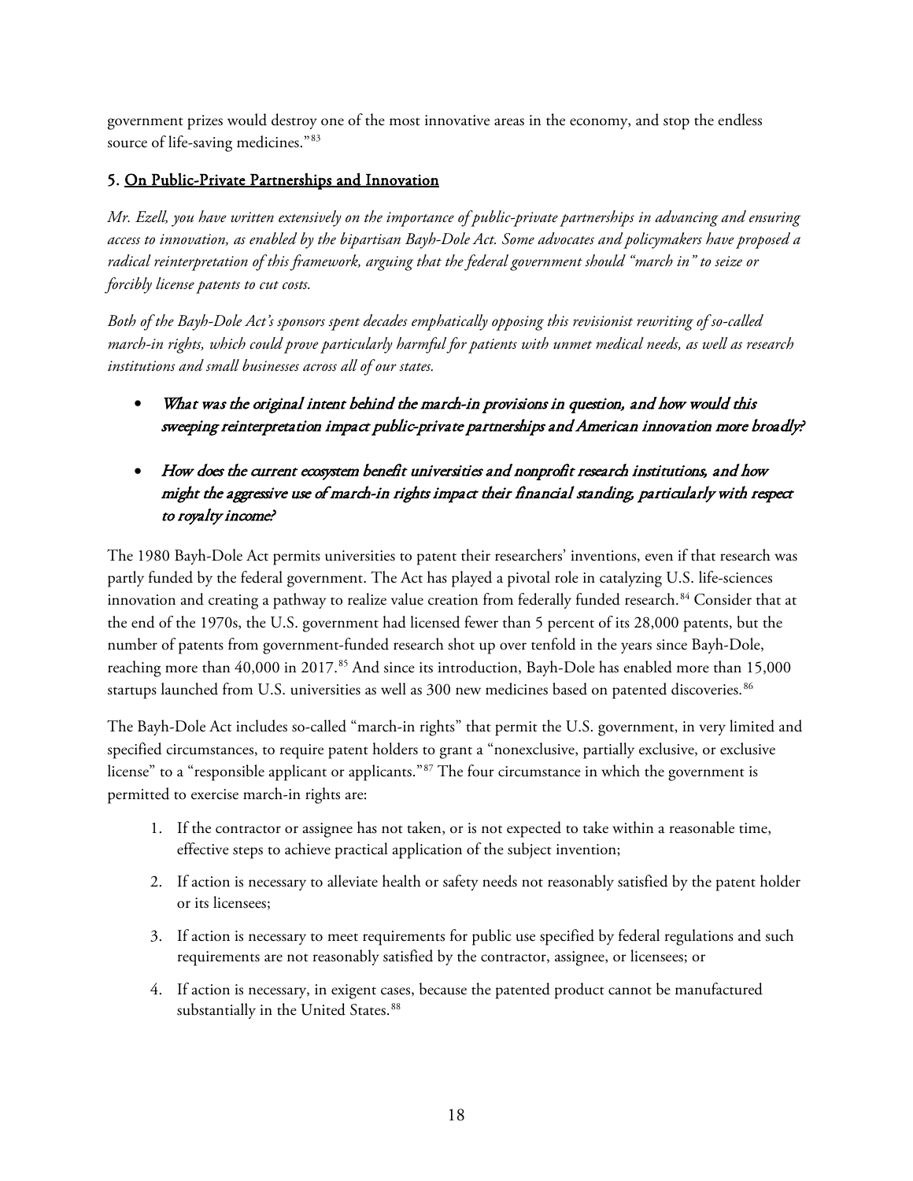government prizes would destroy one of the most innovative areas in the economy, and stop the endless source of life-saving medicines."[83]

### 5. On Public-Private Partnerships and Innovation

*Mr. Ezell, you have written extensively on the importance of public-private partnerships in advancing and ensuring access to innovation, as enabled by the bipartisan Bayh-Dole Act. Some advocates and policymakers have proposed a radical reinterpretation of this framework, arguing that the federal government should "march in" to seize or forcibly license patents to cut costs.*

*Both of the Bayh-Dole Act's sponsors spent decades emphatically opposing this revisionist rewriting of so-called march-in rights, which could prove particularly harmful for patients with unmet medical needs, as well as research institutions and small businesses across all of our states.*

- *What was the original intent behind the march-in provisions in question, and how would this sweeping reinterpretation impact public-private partnerships and American innovation more broadly?*
- *How does the current ecosystem benefit universities and nonprofit research institutions, and how might the aggressive use of march-in rights impact their financial standing, particularly with respect to royalty income?*

The 1980 Bayh-Dole Act permits universities to patent their researchers' inventions, even if that research was partly funded by the federal government. The Act has played a pivotal role in catalyzing U.S. life-sciences innovation and creating a pathway to realize value creation from federally funded research.[84] Consider that at the end of the 1970s, the U.S. government had licensed fewer than 5 percent of its 28,000 patents, but the number of patents from government-funded research shot up over tenfold in the years since Bayh-Dole, reaching more than 40,000 in 2017.[85] And since its introduction, Bayh-Dole has enabled more than 15,000 startups launched from U.S. universities as well as 300 new medicines based on patented discoveries.[86]

The Bayh-Dole Act includes so-called "march-in rights" that permit the U.S. government, in very limited and specified circumstances, to require patent holders to grant a "nonexclusive, partially exclusive, or exclusive license" to a "responsible applicant or applicants."[87] The four circumstance in which the government is permitted to exercise march-in rights are:

1. If the contractor or assignee has not taken, or is not expected to take within a reasonable time, effective steps to achieve practical application of the subject invention;
2. If action is necessary to alleviate health or safety needs not reasonably satisfied by the patent holder or its licensees;
3. If action is necessary to meet requirements for public use specified by federal regulations and such requirements are not reasonably satisfied by the contractor, assignee, or licensees; or
4. If action is necessary, in exigent cases, because the patented product cannot be manufactured substantially in the United States.[88]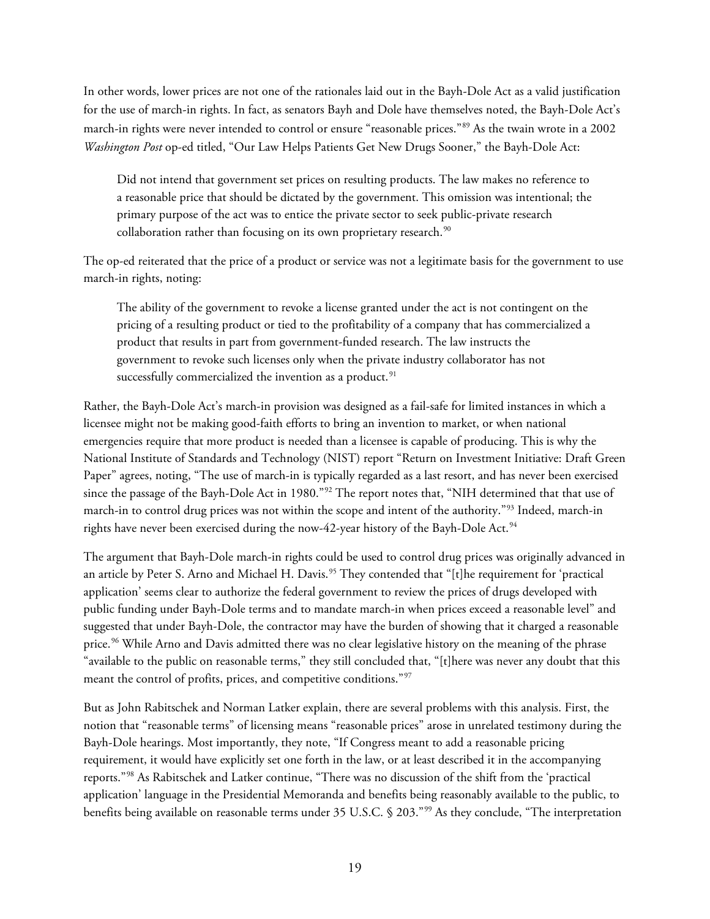In other words, lower prices are not one of the rationales laid out in the Bayh-Dole Act as a valid justification for the use of march-in rights. In fact, as senators Bayh and Dole have themselves noted, the Bayh-Dole Act's march-in rights were never intended to control or ensure "reasonable prices."[89] As the twain wrote in a 2002 *Washington Post* op-ed titled, "Our Law Helps Patients Get New Drugs Sooner," the Bayh-Dole Act:

> Did not intend that government set prices on resulting products. The law makes no reference to a reasonable price that should be dictated by the government. This omission was intentional; the primary purpose of the act was to entice the private sector to seek public-private research collaboration rather than focusing on its own proprietary research.[90]

The op-ed reiterated that the price of a product or service was not a legitimate basis for the government to use march-in rights, noting:

> The ability of the government to revoke a license granted under the act is not contingent on the pricing of a resulting product or tied to the profitability of a company that has commercialized a product that results in part from government-funded research. The law instructs the government to revoke such licenses only when the private industry collaborator has not successfully commercialized the invention as a product.[91]

Rather, the Bayh-Dole Act's march-in provision was designed as a fail-safe for limited instances in which a licensee might not be making good-faith efforts to bring an invention to market, or when national emergencies require that more product is needed than a licensee is capable of producing. This is why the National Institute of Standards and Technology (NIST) report "Return on Investment Initiative: Draft Green Paper" agrees, noting, "The use of march-in is typically regarded as a last resort, and has never been exercised since the passage of the Bayh-Dole Act in 1980."[92] The report notes that, "NIH determined that that use of march-in to control drug prices was not within the scope and intent of the authority."[93] Indeed, march-in rights have never been exercised during the now-42-year history of the Bayh-Dole Act.[94]

The argument that Bayh-Dole march-in rights could be used to control drug prices was originally advanced in an article by Peter S. Arno and Michael H. Davis.[95] They contended that "[t]he requirement for 'practical application' seems clear to authorize the federal government to review the prices of drugs developed with public funding under Bayh-Dole terms and to mandate march-in when prices exceed a reasonable level" and suggested that under Bayh-Dole, the contractor may have the burden of showing that it charged a reasonable price.[96] While Arno and Davis admitted there was no clear legislative history on the meaning of the phrase "available to the public on reasonable terms," they still concluded that, "[t]here was never any doubt that this meant the control of profits, prices, and competitive conditions."[97]

But as John Rabitschek and Norman Latker explain, there are several problems with this analysis. First, the notion that "reasonable terms" of licensing means "reasonable prices" arose in unrelated testimony during the Bayh-Dole hearings. Most importantly, they note, "If Congress meant to add a reasonable pricing requirement, it would have explicitly set one forth in the law, or at least described it in the accompanying reports."[98] As Rabitschek and Latker continue, "There was no discussion of the shift from the 'practical application' language in the Presidential Memoranda and benefits being reasonably available to the public, to benefits being available on reasonable terms under 35 U.S.C. § 203."[99] As they conclude, "The interpretation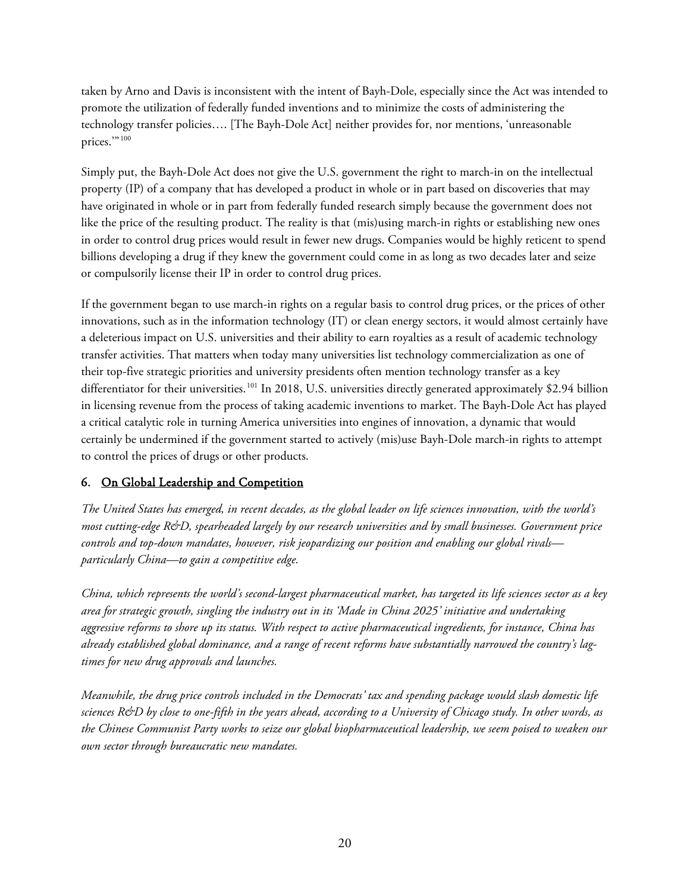taken by Arno and Davis is inconsistent with the intent of Bayh-Dole, especially since the Act was intended to promote the utilization of federally funded inventions and to minimize the costs of administering the technology transfer policies…. [The Bayh-Dole Act] neither provides for, nor mentions, 'unreasonable prices.'"[100]

Simply put, the Bayh-Dole Act does not give the U.S. government the right to march-in on the intellectual property (IP) of a company that has developed a product in whole or in part based on discoveries that may have originated in whole or in part from federally funded research simply because the government does not like the price of the resulting product. The reality is that (mis)using march-in rights or establishing new ones in order to control drug prices would result in fewer new drugs. Companies would be highly reticent to spend billions developing a drug if they knew the government could come in as long as two decades later and seize or compulsorily license their IP in order to control drug prices.

If the government began to use march-in rights on a regular basis to control drug prices, or the prices of other innovations, such as in the information technology (IT) or clean energy sectors, it would almost certainly have a deleterious impact on U.S. universities and their ability to earn royalties as a result of academic technology transfer activities. That matters when today many universities list technology commercialization as one of their top-five strategic priorities and university presidents often mention technology transfer as a key differentiator for their universities.[101] In 2018, U.S. universities directly generated approximately $2.94 billion in licensing revenue from the process of taking academic inventions to market. The Bayh-Dole Act has played a critical catalytic role in turning America universities into engines of innovation, a dynamic that would certainly be undermined if the government started to actively (mis)use Bayh-Dole march-in rights to attempt to control the prices of drugs or other products.

## 6. On Global Leadership and Competition

*The United States has emerged, in recent decades, as the global leader on life sciences innovation, with the world's most cutting-edge R&D, spearheaded largely by our research universities and by small businesses. Government price controls and top-down mandates, however, risk jeopardizing our position and enabling our global rivals—particularly China—to gain a competitive edge.*

*China, which represents the world's second-largest pharmaceutical market, has targeted its life sciences sector as a key area for strategic growth, singling the industry out in its 'Made in China 2025' initiative and undertaking aggressive reforms to shore up its status. With respect to active pharmaceutical ingredients, for instance, China has already established global dominance, and a range of recent reforms have substantially narrowed the country's lag-times for new drug approvals and launches.*

*Meanwhile, the drug price controls included in the Democrats' tax and spending package would slash domestic life sciences R&D by close to one-fifth in the years ahead, according to a University of Chicago study. In other words, as the Chinese Communist Party works to seize our global biopharmaceutical leadership, we seem poised to weaken our own sector through bureaucratic new mandates.*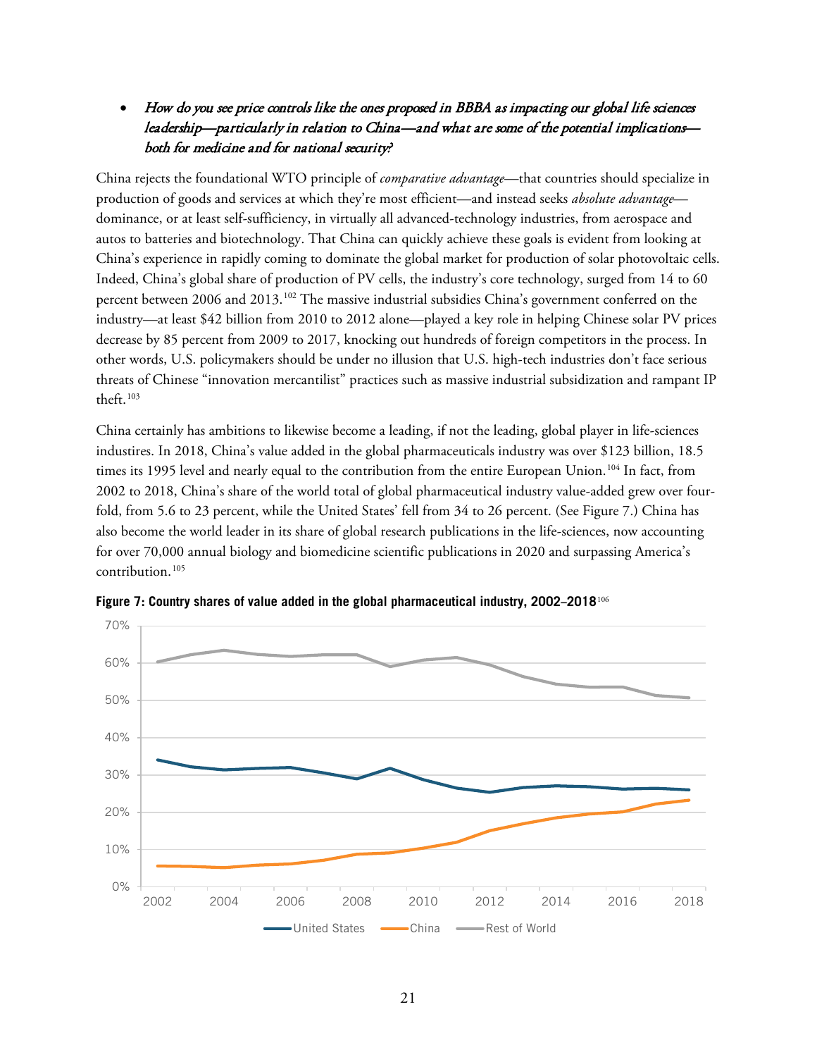- ***How do you see price controls like the ones proposed in BBBA as impacting our global life sciences leadership—particularly in relation to China—and what are some of the potential implications—both for medicine and for national security?***

China rejects the foundational WTO principle of *comparative advantage*—that countries should specialize in production of goods and services at which they're most efficient—and instead seeks *absolute advantage*—dominance, or at least self-sufficiency, in virtually all advanced-technology industries, from aerospace and autos to batteries and biotechnology. That China can quickly achieve these goals is evident from looking at China's experience in rapidly coming to dominate the global market for production of solar photovoltaic cells. Indeed, China's global share of production of PV cells, the industry's core technology, surged from 14 to 60 percent between 2006 and 2013.[102] The massive industrial subsidies China's government conferred on the industry—at least $42 billion from 2010 to 2012 alone—played a key role in helping Chinese solar PV prices decrease by 85 percent from 2009 to 2017, knocking out hundreds of foreign competitors in the process. In other words, U.S. policymakers should be under no illusion that U.S. high-tech industries don't face serious threats of Chinese "innovation mercantilist" practices such as massive industrial subsidization and rampant IP theft.[103]

China certainly has ambitions to likewise become a leading, if not the leading, global player in life-sciences industires. In 2018, China's value added in the global pharmaceuticals industry was over $123 billion, 18.5 times its 1995 level and nearly equal to the contribution from the entire European Union.[104] In fact, from 2002 to 2018, China's share of the world total of global pharmaceutical industry value-added grew over four-fold, from 5.6 to 23 percent, while the United States' fell from 34 to 26 percent. (See Figure 7.) China has also become the world leader in its share of global research publications in the life-sciences, now accounting for over 70,000 annual biology and biomedicine scientific publications in 2020 and surpassing America's contribution.[105]

**Figure 7: Country shares of value added in the global pharmaceutical industry, 2002–2018**[106]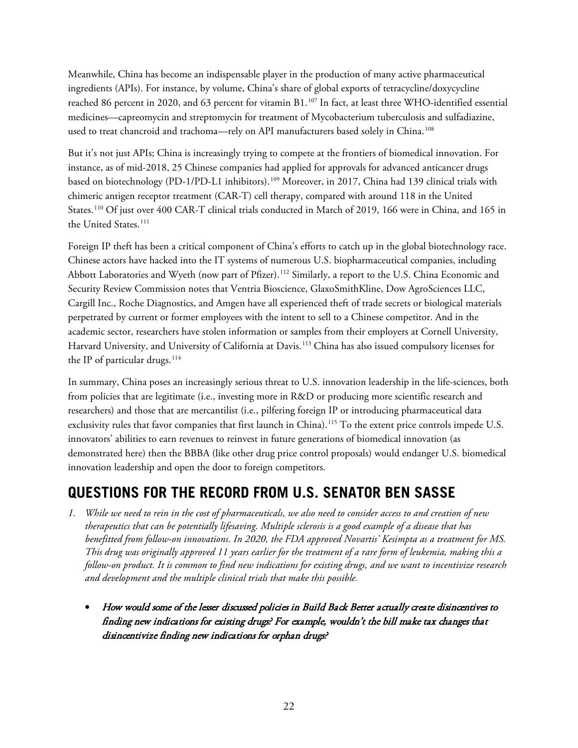Meanwhile, China has become an indispensable player in the production of many active pharmaceutical ingredients (APIs). For instance, by volume, China's share of global exports of tetracycline/doxycycline reached 86 percent in 2020, and 63 percent for vitamin B1.[107] In fact, at least three WHO-identified essential medicines—capreomycin and streptomycin for treatment of Mycobacterium tuberculosis and sulfadiazine, used to treat chancroid and trachoma—rely on API manufacturers based solely in China.[108]

But it's not just APIs; China is increasingly trying to compete at the frontiers of biomedical innovation. For instance, as of mid-2018, 25 Chinese companies had applied for approvals for advanced anticancer drugs based on biotechnology (PD-1/PD-L1 inhibitors).[109] Moreover, in 2017, China had 139 clinical trials with chimeric antigen receptor treatment (CAR-T) cell therapy, compared with around 118 in the United States.[110] Of just over 400 CAR-T clinical trials conducted in March of 2019, 166 were in China, and 165 in the United States.[111]

Foreign IP theft has been a critical component of China's efforts to catch up in the global biotechnology race. Chinese actors have hacked into the IT systems of numerous U.S. biopharmaceutical companies, including Abbott Laboratories and Wyeth (now part of Pfizer).[112] Similarly, a report to the U.S. China Economic and Security Review Commission notes that Ventria Bioscience, GlaxoSmithKline, Dow AgroSciences LLC, Cargill Inc., Roche Diagnostics, and Amgen have all experienced theft of trade secrets or biological materials perpetrated by current or former employees with the intent to sell to a Chinese competitor. And in the academic sector, researchers have stolen information or samples from their employers at Cornell University, Harvard University, and University of California at Davis.[113] China has also issued compulsory licenses for the IP of particular drugs.[114]

In summary, China poses an increasingly serious threat to U.S. innovation leadership in the life-sciences, both from policies that are legitimate (i.e., investing more in R&D or producing more scientific research and researchers) and those that are mercantilist (i.e., pilfering foreign IP or introducing pharmaceutical data exclusivity rules that favor companies that first launch in China).[115] To the extent price controls impede U.S. innovators' abilities to earn revenues to reinvest in future generations of biomedical innovation (as demonstrated here) then the BBBA (like other drug price control proposals) would endanger U.S. biomedical innovation leadership and open the door to foreign competitors.

## QUESTIONS FOR THE RECORD FROM U.S. SENATOR BEN SASSE

1. *While we need to rein in the cost of pharmaceuticals, we also need to consider access to and creation of new therapeutics that can be potentially lifesaving. Multiple sclerosis is a good example of a disease that has benefitted from follow-on innovations. In 2020, the FDA approved Novartis' Kesimpta as a treatment for MS. This drug was originally approved 11 years earlier for the treatment of a rare form of leukemia, making this a follow-on product. It is common to find new indications for existing drugs, and we want to incentivize research and development and the multiple clinical trials that make this possible.*

   - *How would some of the lesser discussed policies in Build Back Better actually create disincentives to finding new indications for existing drugs? For example, wouldn't the bill make tax changes that disincentivize finding new indications for orphan drugs?*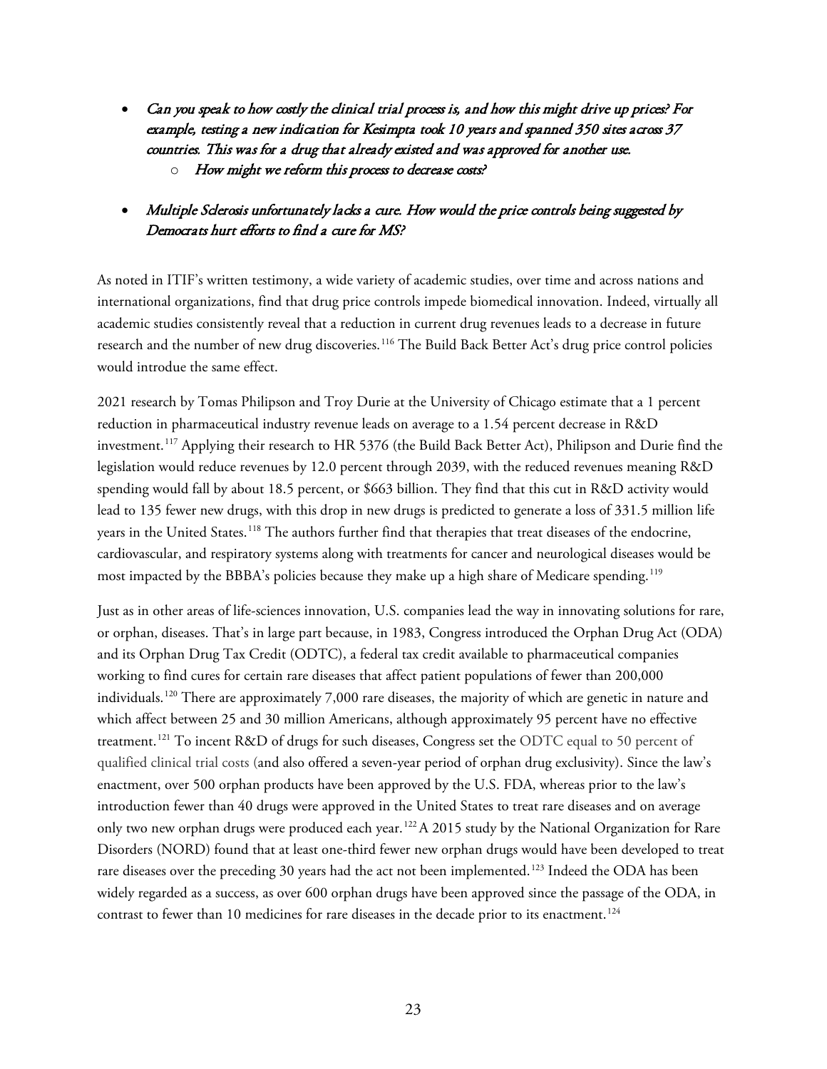- *Can you speak to how costly the clinical trial process is, and how this might drive up prices? For example, testing a new indication for Kesimpta took 10 years and spanned 350 sites across 37 countries. This was for a drug that already existed and was approved for another use.*
    - *How might we reform this process to decrease costs?*

- *Multiple Sclerosis unfortunately lacks a cure. How would the price controls being suggested by Democrats hurt efforts to find a cure for MS?*

As noted in ITIF's written testimony, a wide variety of academic studies, over time and across nations and international organizations, find that drug price controls impede biomedical innovation. Indeed, virtually all academic studies consistently reveal that a reduction in current drug revenues leads to a decrease in future research and the number of new drug discoveries.[116] The Build Back Better Act's drug price control policies would introdue the same effect.

2021 research by Tomas Philipson and Troy Durie at the University of Chicago estimate that a 1 percent reduction in pharmaceutical industry revenue leads on average to a 1.54 percent decrease in R&D investment.[117] Applying their research to HR 5376 (the Build Back Better Act), Philipson and Durie find the legislation would reduce revenues by 12.0 percent through 2039, with the reduced revenues meaning R&D spending would fall by about 18.5 percent, or $663 billion. They find that this cut in R&D activity would lead to 135 fewer new drugs, with this drop in new drugs is predicted to generate a loss of 331.5 million life years in the United States.[118] The authors further find that therapies that treat diseases of the endocrine, cardiovascular, and respiratory systems along with treatments for cancer and neurological diseases would be most impacted by the BBBA's policies because they make up a high share of Medicare spending.[119]

Just as in other areas of life-sciences innovation, U.S. companies lead the way in innovating solutions for rare, or orphan, diseases. That's in large part because, in 1983, Congress introduced the Orphan Drug Act (ODA) and its Orphan Drug Tax Credit (ODTC), a federal tax credit available to pharmaceutical companies working to find cures for certain rare diseases that affect patient populations of fewer than 200,000 individuals.[120] There are approximately 7,000 rare diseases, the majority of which are genetic in nature and which affect between 25 and 30 million Americans, although approximately 95 percent have no effective treatment.[121] To incent R&D of drugs for such diseases, Congress set the ODTC equal to 50 percent of qualified clinical trial costs (and also offered a seven-year period of orphan drug exclusivity). Since the law's enactment, over 500 orphan products have been approved by the U.S. FDA, whereas prior to the law's introduction fewer than 40 drugs were approved in the United States to treat rare diseases and on average only two new orphan drugs were produced each year.[122] A 2015 study by the National Organization for Rare Disorders (NORD) found that at least one-third fewer new orphan drugs would have been developed to treat rare diseases over the preceding 30 years had the act not been implemented.[123] Indeed the ODA has been widely regarded as a success, as over 600 orphan drugs have been approved since the passage of the ODA, in contrast to fewer than 10 medicines for rare diseases in the decade prior to its enactment.[124]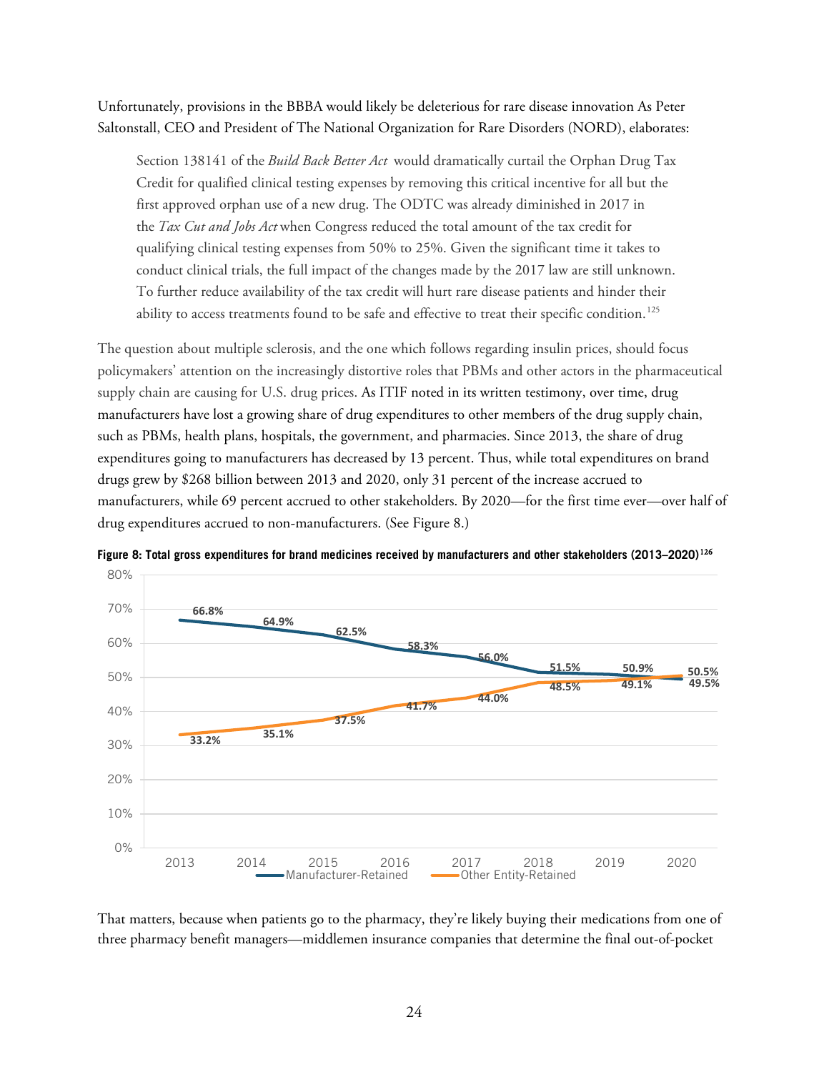Unfortunately, provisions in the BBBA would likely be deleterious for rare disease innovation As Peter Saltonstall, CEO and President of The National Organization for Rare Disorders (NORD), elaborates:

> Section 138141 of the *Build Back Better Act* would dramatically curtail the Orphan Drug Tax Credit for qualified clinical testing expenses by removing this critical incentive for all but the first approved orphan use of a new drug. The ODTC was already diminished in 2017 in the *Tax Cut and Jobs Act* when Congress reduced the total amount of the tax credit for qualifying clinical testing expenses from 50% to 25%. Given the significant time it takes to conduct clinical trials, the full impact of the changes made by the 2017 law are still unknown. To further reduce availability of the tax credit will hurt rare disease patients and hinder their ability to access treatments found to be safe and effective to treat their specific condition.[125]

The question about multiple sclerosis, and the one which follows regarding insulin prices, should focus policymakers' attention on the increasingly distortive roles that PBMs and other actors in the pharmaceutical supply chain are causing for U.S. drug prices. As ITIF noted in its written testimony, over time, drug manufacturers have lost a growing share of drug expenditures to other members of the drug supply chain, such as PBMs, health plans, hospitals, the government, and pharmacies. Since 2013, the share of drug expenditures going to manufacturers has decreased by 13 percent. Thus, while total expenditures on brand drugs grew by $268 billion between 2013 and 2020, only 31 percent of the increase accrued to manufacturers, while 69 percent accrued to other stakeholders. By 2020—for the first time ever—over half of drug expenditures accrued to non-manufacturers. (See Figure 8.)

**Figure 8: Total gross expenditures for brand medicines received by manufacturers and other stakeholders (2013–2020)[126]**

| Year | Manufacturer-Retained | Other Entity-Retained |
|---|---|---|
| 2013 | 66.8% | 33.2% |
| 2014 | 64.9% | 35.1% |
| 2015 | 62.5% | 37.5% |
| 2016 | 58.3% | 41.7% |
| 2017 | 56.0% | 44.0% |
| 2018 | 51.5% | 48.5% |
| 2019 | 50.9% | 49.1% |
| 2020 | 49.5% | 50.5% |

That matters, because when patients go to the pharmacy, they're likely buying their medications from one of three pharmacy benefit managers—middlemen insurance companies that determine the final out-of-pocket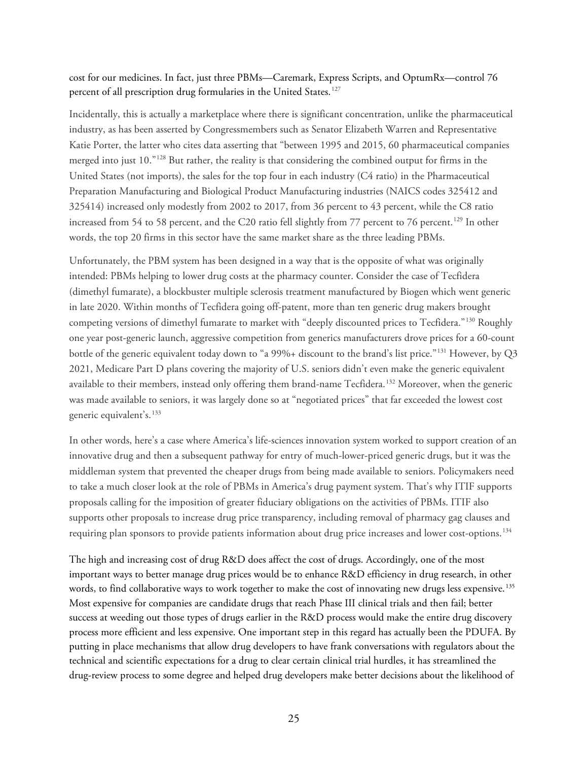cost for our medicines. In fact, just three PBMs—Caremark, Express Scripts, and OptumRx—control 76 percent of all prescription drug formularies in the United States.[127]

Incidentally, this is actually a marketplace where there is significant concentration, unlike the pharmaceutical industry, as has been asserted by Congressmembers such as Senator Elizabeth Warren and Representative Katie Porter, the latter who cites data asserting that "between 1995 and 2015, 60 pharmaceutical companies merged into just 10."[128] But rather, the reality is that considering the combined output for firms in the United States (not imports), the sales for the top four in each industry (C4 ratio) in the Pharmaceutical Preparation Manufacturing and Biological Product Manufacturing industries (NAICS codes 325412 and 325414) increased only modestly from 2002 to 2017, from 36 percent to 43 percent, while the C8 ratio increased from 54 to 58 percent, and the C20 ratio fell slightly from 77 percent to 76 percent.[129] In other words, the top 20 firms in this sector have the same market share as the three leading PBMs.

Unfortunately, the PBM system has been designed in a way that is the opposite of what was originally intended: PBMs helping to lower drug costs at the pharmacy counter. Consider the case of Tecfidera (dimethyl fumarate), a blockbuster multiple sclerosis treatment manufactured by Biogen which went generic in late 2020. Within months of Tecfidera going off-patent, more than ten generic drug makers brought competing versions of dimethyl fumarate to market with "deeply discounted prices to Tecfidera."[130] Roughly one year post-generic launch, aggressive competition from generics manufacturers drove prices for a 60-count bottle of the generic equivalent today down to "a 99%+ discount to the brand's list price."[131] However, by Q3 2021, Medicare Part D plans covering the majority of U.S. seniors didn't even make the generic equivalent available to their members, instead only offering them brand-name Tecfidera.[132] Moreover, when the generic was made available to seniors, it was largely done so at "negotiated prices" that far exceeded the lowest cost generic equivalent's.[133]

In other words, here's a case where America's life-sciences innovation system worked to support creation of an innovative drug and then a subsequent pathway for entry of much-lower-priced generic drugs, but it was the middleman system that prevented the cheaper drugs from being made available to seniors. Policymakers need to take a much closer look at the role of PBMs in America's drug payment system. That's why ITIF supports proposals calling for the imposition of greater fiduciary obligations on the activities of PBMs. ITIF also supports other proposals to increase drug price transparency, including removal of pharmacy gag clauses and requiring plan sponsors to provide patients information about drug price increases and lower cost-options.[134]

The high and increasing cost of drug R&D does affect the cost of drugs. Accordingly, one of the most important ways to better manage drug prices would be to enhance R&D efficiency in drug research, in other words, to find collaborative ways to work together to make the cost of innovating new drugs less expensive.[135] Most expensive for companies are candidate drugs that reach Phase III clinical trials and then fail; better success at weeding out those types of drugs earlier in the R&D process would make the entire drug discovery process more efficient and less expensive. One important step in this regard has actually been the PDUFA. By putting in place mechanisms that allow drug developers to have frank conversations with regulators about the technical and scientific expectations for a drug to clear certain clinical trial hurdles, it has streamlined the drug-review process to some degree and helped drug developers make better decisions about the likelihood of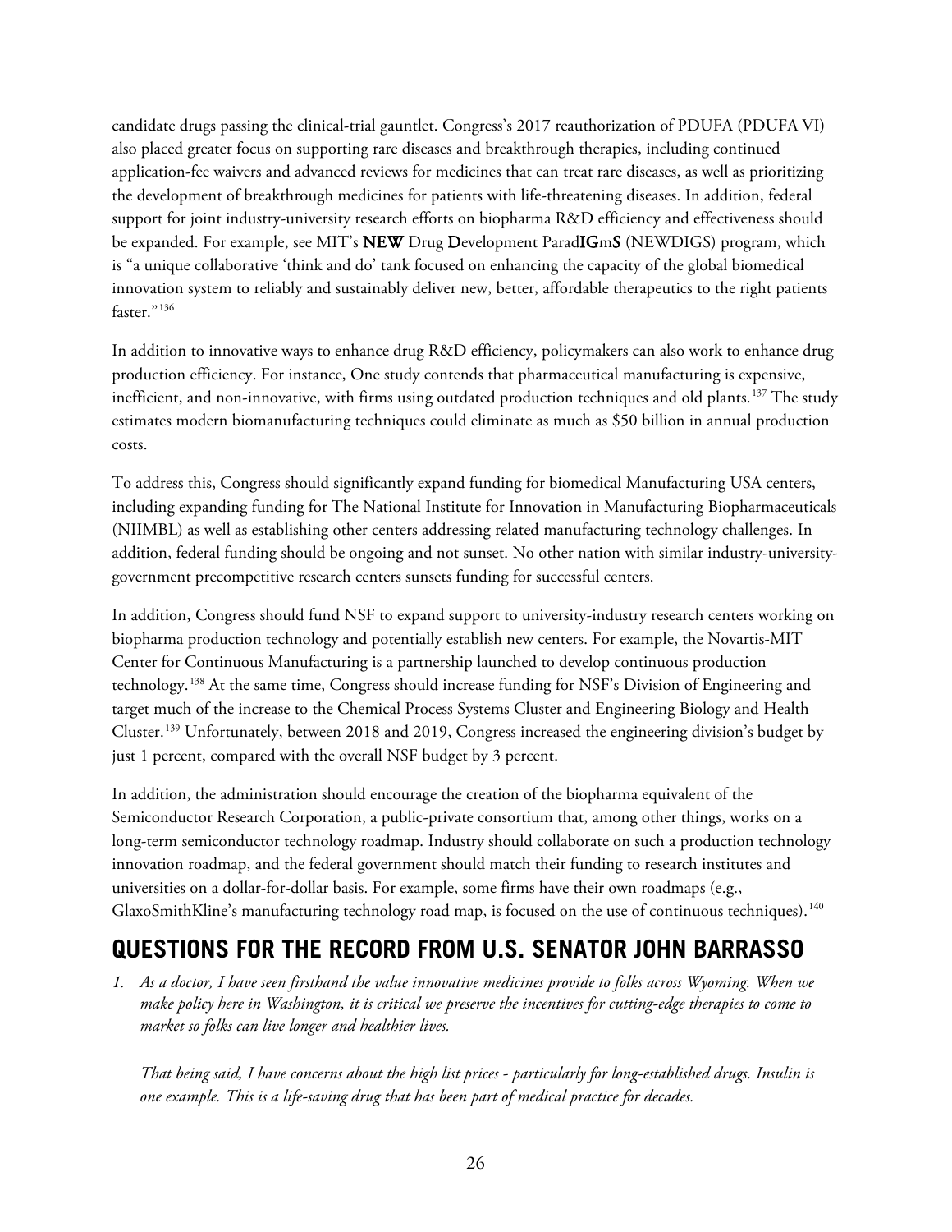candidate drugs passing the clinical-trial gauntlet. Congress's 2017 reauthorization of PDUFA (PDUFA VI) also placed greater focus on supporting rare diseases and breakthrough therapies, including continued application-fee waivers and advanced reviews for medicines that can treat rare diseases, as well as prioritizing the development of breakthrough medicines for patients with life-threatening diseases. In addition, federal support for joint industry-university research efforts on biopharma R&D efficiency and effectiveness should be expanded. For example, see MIT's **NEW** Drug **D**evelopment Parad**IG**m**S** (NEWDIGS) program, which is "a unique collaborative 'think and do' tank focused on enhancing the capacity of the global biomedical innovation system to reliably and sustainably deliver new, better, affordable therapeutics to the right patients faster."[136]

In addition to innovative ways to enhance drug R&D efficiency, policymakers can also work to enhance drug production efficiency. For instance, One study contends that pharmaceutical manufacturing is expensive, inefficient, and non-innovative, with firms using outdated production techniques and old plants.[137] The study estimates modern biomanufacturing techniques could eliminate as much as $50 billion in annual production costs.

To address this, Congress should significantly expand funding for biomedical Manufacturing USA centers, including expanding funding for The National Institute for Innovation in Manufacturing Biopharmaceuticals (NIIMBL) as well as establishing other centers addressing related manufacturing technology challenges. In addition, federal funding should be ongoing and not sunset. No other nation with similar industry-university-government precompetitive research centers sunsets funding for successful centers.

In addition, Congress should fund NSF to expand support to university-industry research centers working on biopharma production technology and potentially establish new centers. For example, the Novartis-MIT Center for Continuous Manufacturing is a partnership launched to develop continuous production technology.[138] At the same time, Congress should increase funding for NSF's Division of Engineering and target much of the increase to the Chemical Process Systems Cluster and Engineering Biology and Health Cluster.[139] Unfortunately, between 2018 and 2019, Congress increased the engineering division's budget by just 1 percent, compared with the overall NSF budget by 3 percent.

In addition, the administration should encourage the creation of the biopharma equivalent of the Semiconductor Research Corporation, a public-private consortium that, among other things, works on a long-term semiconductor technology roadmap. Industry should collaborate on such a production technology innovation roadmap, and the federal government should match their funding to research institutes and universities on a dollar-for-dollar basis. For example, some firms have their own roadmaps (e.g., GlaxoSmithKline's manufacturing technology road map, is focused on the use of continuous techniques).[140]

## QUESTIONS FOR THE RECORD FROM U.S. SENATOR JOHN BARRASSO

1. *As a doctor, I have seen firsthand the value innovative medicines provide to folks across Wyoming. When we make policy here in Washington, it is critical we preserve the incentives for cutting-edge therapies to come to market so folks can live longer and healthier lives.*

   *That being said, I have concerns about the high list prices - particularly for long-established drugs. Insulin is one example. This is a life-saving drug that has been part of medical practice for decades.*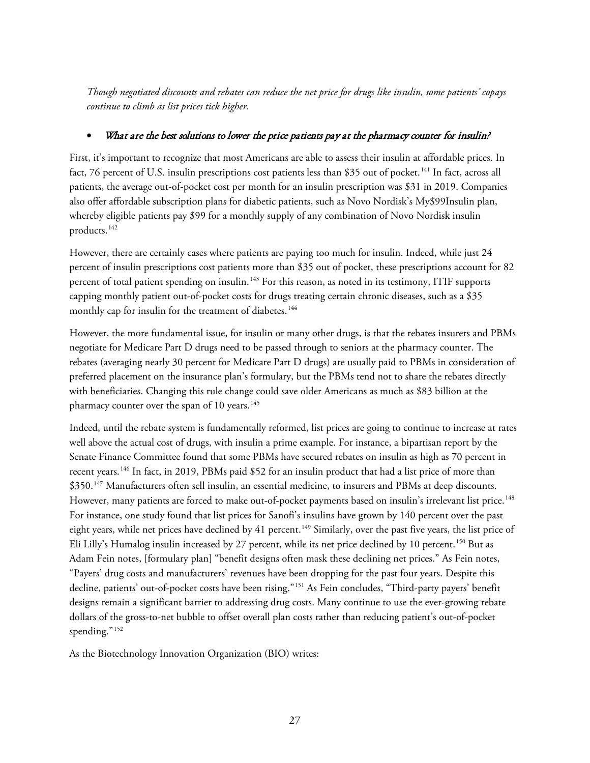*Though negotiated discounts and rebates can reduce the net price for drugs like insulin, some patients' copays continue to climb as list prices tick higher.*

- *What are the best solutions to lower the price patients pay at the pharmacy counter for insulin?*

First, it's important to recognize that most Americans are able to assess their insulin at affordable prices. In fact, 76 percent of U.S. insulin prescriptions cost patients less than $35 out of pocket.[141] In fact, across all patients, the average out-of-pocket cost per month for an insulin prescription was $31 in 2019. Companies also offer affordable subscription plans for diabetic patients, such as Novo Nordisk's My$99Insulin plan, whereby eligible patients pay $99 for a monthly supply of any combination of Novo Nordisk insulin products.[142]

However, there are certainly cases where patients are paying too much for insulin. Indeed, while just 24 percent of insulin prescriptions cost patients more than $35 out of pocket, these prescriptions account for 82 percent of total patient spending on insulin.[143] For this reason, as noted in its testimony, ITIF supports capping monthly patient out-of-pocket costs for drugs treating certain chronic diseases, such as a $35 monthly cap for insulin for the treatment of diabetes.[144]

However, the more fundamental issue, for insulin or many other drugs, is that the rebates insurers and PBMs negotiate for Medicare Part D drugs need to be passed through to seniors at the pharmacy counter. The rebates (averaging nearly 30 percent for Medicare Part D drugs) are usually paid to PBMs in consideration of preferred placement on the insurance plan's formulary, but the PBMs tend not to share the rebates directly with beneficiaries. Changing this rule change could save older Americans as much as $83 billion at the pharmacy counter over the span of 10 years.[145]

Indeed, until the rebate system is fundamentally reformed, list prices are going to continue to increase at rates well above the actual cost of drugs, with insulin a prime example. For instance, a bipartisan report by the Senate Finance Committee found that some PBMs have secured rebates on insulin as high as 70 percent in recent years.[146] In fact, in 2019, PBMs paid $52 for an insulin product that had a list price of more than $350.[147] Manufacturers often sell insulin, an essential medicine, to insurers and PBMs at deep discounts. However, many patients are forced to make out-of-pocket payments based on insulin's irrelevant list price.[148] For instance, one study found that list prices for Sanofi's insulins have grown by 140 percent over the past eight years, while net prices have declined by 41 percent.[149] Similarly, over the past five years, the list price of Eli Lilly's Humalog insulin increased by 27 percent, while its net price declined by 10 percent.[150] But as Adam Fein notes, [formulary plan] "benefit designs often mask these declining net prices." As Fein notes, "Payers' drug costs and manufacturers' revenues have been dropping for the past four years. Despite this decline, patients' out-of-pocket costs have been rising."[151] As Fein concludes, "Third-party payers' benefit designs remain a significant barrier to addressing drug costs. Many continue to use the ever-growing rebate dollars of the gross-to-net bubble to offset overall plan costs rather than reducing patient's out-of-pocket spending."[152]

As the Biotechnology Innovation Organization (BIO) writes: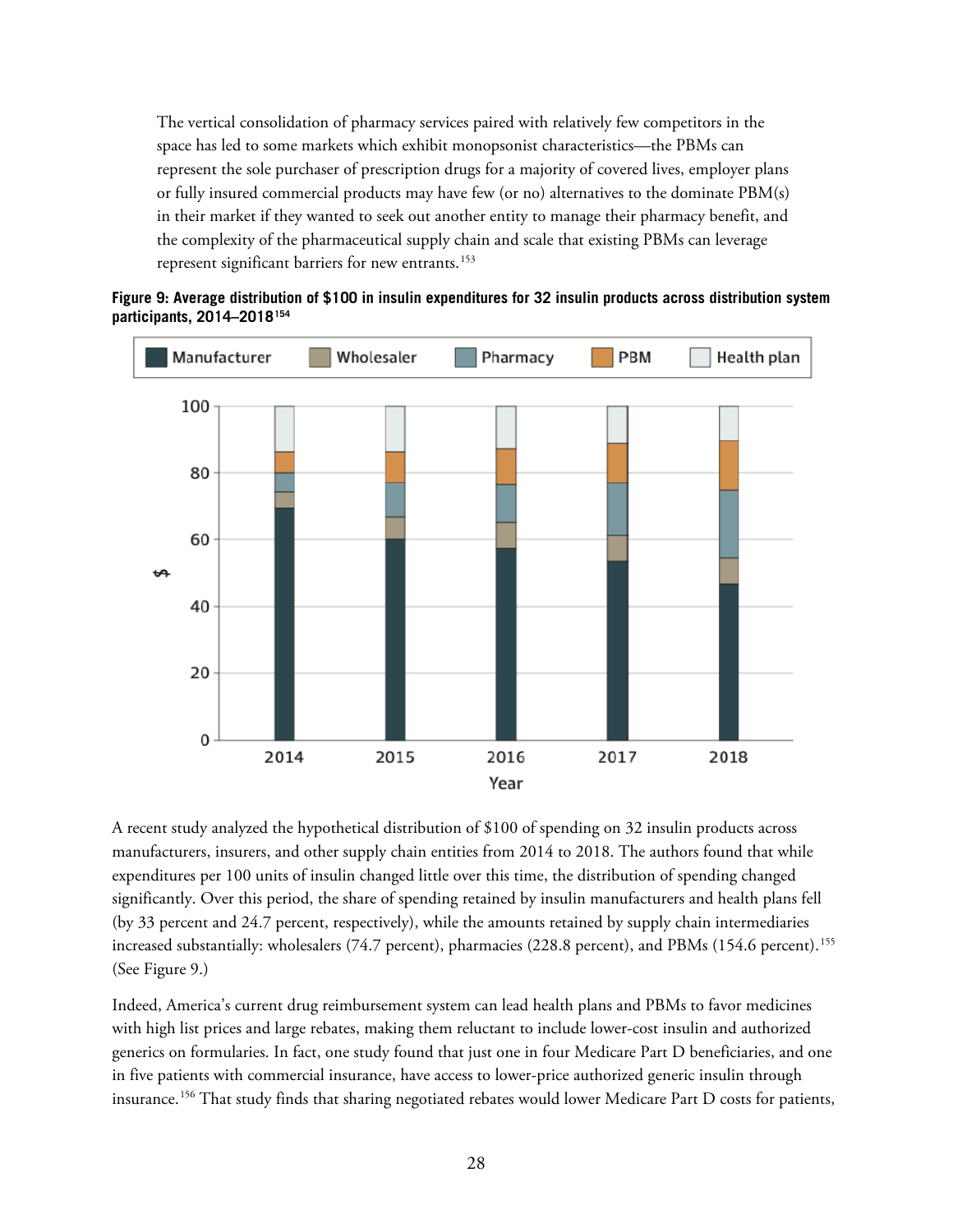> The vertical consolidation of pharmacy services paired with relatively few competitors in the space has led to some markets which exhibit monopsonist characteristics—the PBMs can represent the sole purchaser of prescription drugs for a majority of covered lives, employer plans or fully insured commercial products may have few (or no) alternatives to the dominate PBM(s) in their market if they wanted to seek out another entity to manage their pharmacy benefit, and the complexity of the pharmaceutical supply chain and scale that existing PBMs can leverage represent significant barriers for new entrants.[153]

**Figure 9: Average distribution of $100 in insulin expenditures for 32 insulin products across distribution system participants, 2014–2018[154]**

A recent study analyzed the hypothetical distribution of $100 of spending on 32 insulin products across manufacturers, insurers, and other supply chain entities from 2014 to 2018. The authors found that while expenditures per 100 units of insulin changed little over this time, the distribution of spending changed significantly. Over this period, the share of spending retained by insulin manufacturers and health plans fell (by 33 percent and 24.7 percent, respectively), while the amounts retained by supply chain intermediaries increased substantially: wholesalers (74.7 percent), pharmacies (228.8 percent), and PBMs (154.6 percent).[155] (See Figure 9.)

Indeed, America's current drug reimbursement system can lead health plans and PBMs to favor medicines with high list prices and large rebates, making them reluctant to include lower-cost insulin and authorized generics on formularies. In fact, one study found that just one in four Medicare Part D beneficiaries, and one in five patients with commercial insurance, have access to lower-price authorized generic insulin through insurance.[156] That study finds that sharing negotiated rebates would lower Medicare Part D costs for patients,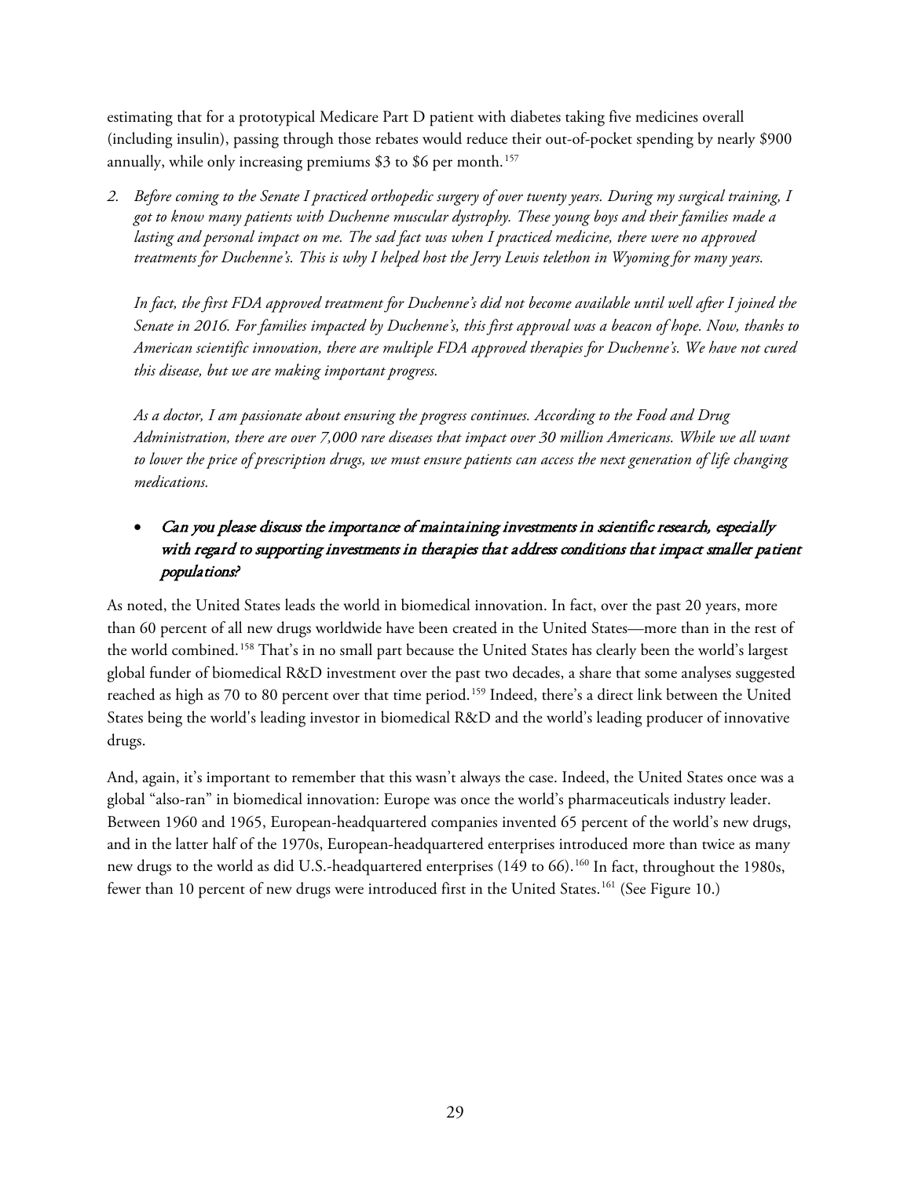estimating that for a prototypical Medicare Part D patient with diabetes taking five medicines overall (including insulin), passing through those rebates would reduce their out-of-pocket spending by nearly $900 annually, while only increasing premiums $3 to $6 per month.[157]

2. *Before coming to the Senate I practiced orthopedic surgery of over twenty years. During my surgical training, I got to know many patients with Duchenne muscular dystrophy. These young boys and their families made a lasting and personal impact on me. The sad fact was when I practiced medicine, there were no approved treatments for Duchenne's. This is why I helped host the Jerry Lewis telethon in Wyoming for many years.*

   *In fact, the first FDA approved treatment for Duchenne's did not become available until well after I joined the Senate in 2016. For families impacted by Duchenne's, this first approval was a beacon of hope. Now, thanks to American scientific innovation, there are multiple FDA approved therapies for Duchenne's. We have not cured this disease, but we are making important progress.*

   *As a doctor, I am passionate about ensuring the progress continues. According to the Food and Drug Administration, there are over 7,000 rare diseases that impact over 30 million Americans. While we all want to lower the price of prescription drugs, we must ensure patients can access the next generation of life changing medications.*

- *Can you please discuss the importance of maintaining investments in scientific research, especially with regard to supporting investments in therapies that address conditions that impact smaller patient populations?*

As noted, the United States leads the world in biomedical innovation. In fact, over the past 20 years, more than 60 percent of all new drugs worldwide have been created in the United States—more than in the rest of the world combined.[158] That's in no small part because the United States has clearly been the world's largest global funder of biomedical R&D investment over the past two decades, a share that some analyses suggested reached as high as 70 to 80 percent over that time period.[159] Indeed, there's a direct link between the United States being the world's leading investor in biomedical R&D and the world's leading producer of innovative drugs.

And, again, it's important to remember that this wasn't always the case. Indeed, the United States once was a global "also-ran" in biomedical innovation: Europe was once the world's pharmaceuticals industry leader. Between 1960 and 1965, European-headquartered companies invented 65 percent of the world's new drugs, and in the latter half of the 1970s, European-headquartered enterprises introduced more than twice as many new drugs to the world as did U.S.-headquartered enterprises (149 to 66).[160] In fact, throughout the 1980s, fewer than 10 percent of new drugs were introduced first in the United States.[161] (See Figure 10.)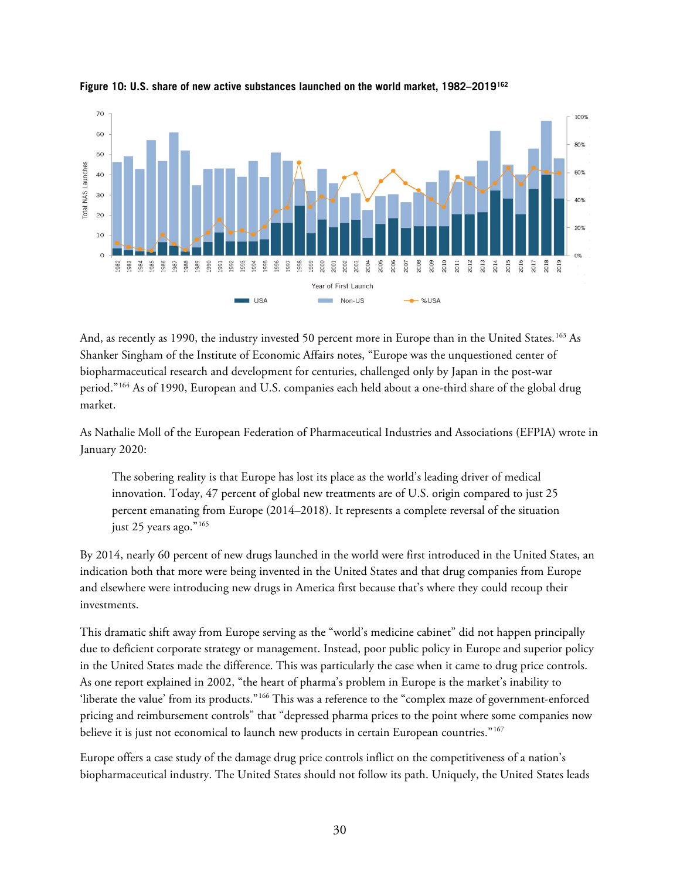**Figure 10: U.S. share of new active substances launched on the world market, 1982–2019**[162]

And, as recently as 1990, the industry invested 50 percent more in Europe than in the United States.[163] As Shanker Singham of the Institute of Economic Affairs notes, "Europe was the unquestioned center of biopharmaceutical research and development for centuries, challenged only by Japan in the post-war period."[164] As of 1990, European and U.S. companies each held about a one-third share of the global drug market.

As Nathalie Moll of the European Federation of Pharmaceutical Industries and Associations (EFPIA) wrote in January 2020:

> The sobering reality is that Europe has lost its place as the world's leading driver of medical innovation. Today, 47 percent of global new treatments are of U.S. origin compared to just 25 percent emanating from Europe (2014–2018). It represents a complete reversal of the situation just 25 years ago."[165]

By 2014, nearly 60 percent of new drugs launched in the world were first introduced in the United States, an indication both that more were being invented in the United States and that drug companies from Europe and elsewhere were introducing new drugs in America first because that's where they could recoup their investments.

This dramatic shift away from Europe serving as the "world's medicine cabinet" did not happen principally due to deficient corporate strategy or management. Instead, poor public policy in Europe and superior policy in the United States made the difference. This was particularly the case when it came to drug price controls. As one report explained in 2002, "the heart of pharma's problem in Europe is the market's inability to 'liberate the value' from its products."[166] This was a reference to the "complex maze of government-enforced pricing and reimbursement controls" that "depressed pharma prices to the point where some companies now believe it is just not economical to launch new products in certain European countries."[167]

Europe offers a case study of the damage drug price controls inflict on the competitiveness of a nation's biopharmaceutical industry. The United States should not follow its path. Uniquely, the United States leads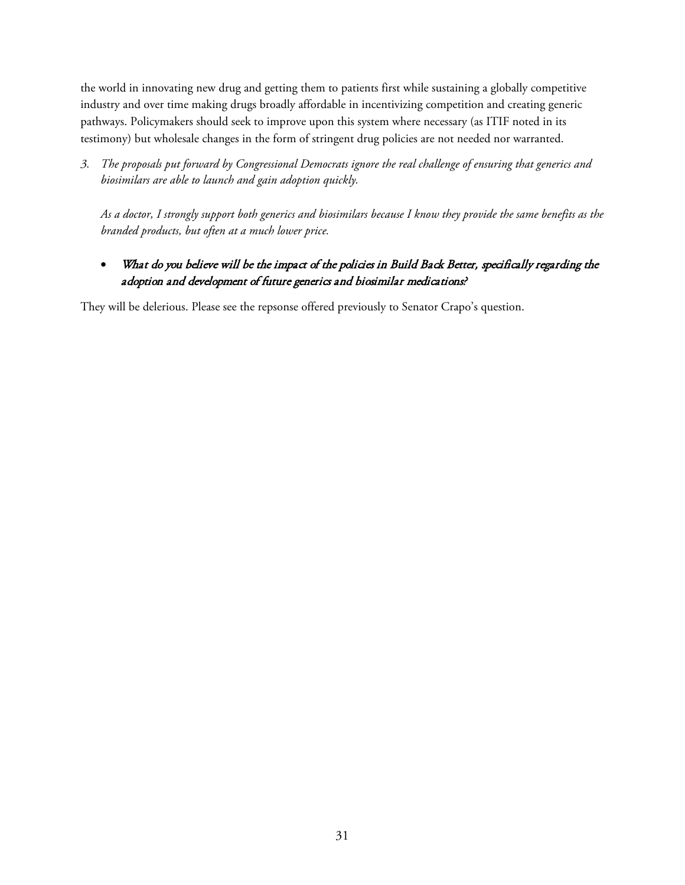the world in innovating new drug and getting them to patients first while sustaining a globally competitive industry and over time making drugs broadly affordable in incentivizing competition and creating generic pathways. Policymakers should seek to improve upon this system where necessary (as ITIF noted in its testimony) but wholesale changes in the form of stringent drug policies are not needed nor warranted.

3. *The proposals put forward by Congressional Democrats ignore the real challenge of ensuring that generics and biosimilars are able to launch and gain adoption quickly.*

   *As a doctor, I strongly support both generics and biosimilars because I know they provide the same benefits as the branded products, but often at a much lower price.*

   - *What do you believe will be the impact of the policies in Build Back Better, specifically regarding the adoption and development of future generics and biosimilar medications?*

They will be delerious. Please see the repsonse offered previously to Senator Crapo's question.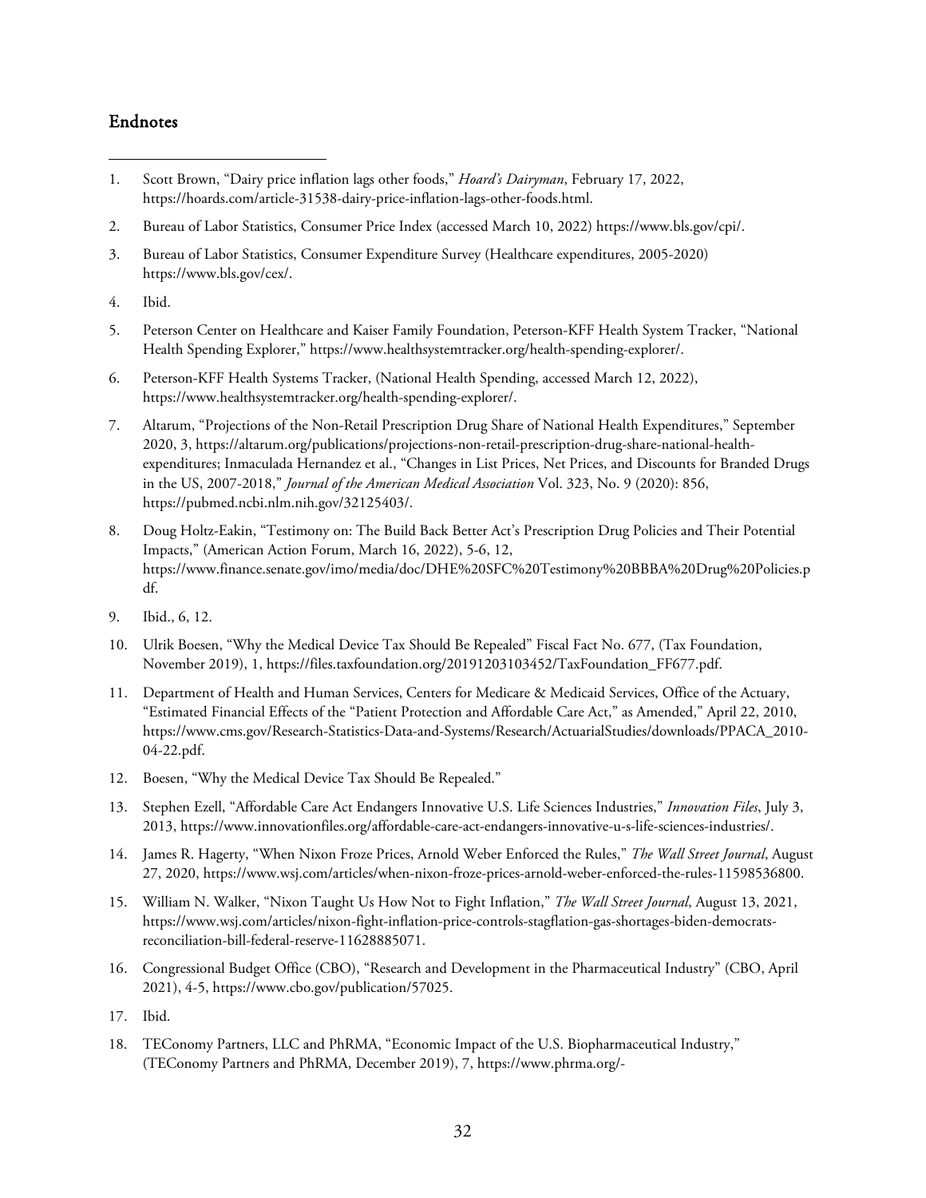## Endnotes

1. Scott Brown, "Dairy price inflation lags other foods," *Hoard's Dairyman*, February 17, 2022, https://hoards.com/article-31538-dairy-price-inflation-lags-other-foods.html.

2. Bureau of Labor Statistics, Consumer Price Index (accessed March 10, 2022) https://www.bls.gov/cpi/.

3. Bureau of Labor Statistics, Consumer Expenditure Survey (Healthcare expenditures, 2005-2020) https://www.bls.gov/cex/.

4. Ibid.

5. Peterson Center on Healthcare and Kaiser Family Foundation, Peterson-KFF Health System Tracker, "National Health Spending Explorer," https://www.healthsystemtracker.org/health-spending-explorer/.

6. Peterson-KFF Health Systems Tracker, (National Health Spending, accessed March 12, 2022), https://www.healthsystemtracker.org/health-spending-explorer/.

7. Altarum, "Projections of the Non-Retail Prescription Drug Share of National Health Expenditures," September 2020, 3, https://altarum.org/publications/projections-non-retail-prescription-drug-share-national-health-expenditures; Inmaculada Hernandez et al., "Changes in List Prices, Net Prices, and Discounts for Branded Drugs in the US, 2007-2018," *Journal of the American Medical Association* Vol. 323, No. 9 (2020): 856, https://pubmed.ncbi.nlm.nih.gov/32125403/.

8. Doug Holtz-Eakin, "Testimony on: The Build Back Better Act's Prescription Drug Policies and Their Potential Impacts," (American Action Forum, March 16, 2022), 5-6, 12, https://www.finance.senate.gov/imo/media/doc/DHE%20SFC%20Testimony%20BBBA%20Drug%20Policies.pdf.

9. Ibid., 6, 12.

10. Ulrik Boesen, "Why the Medical Device Tax Should Be Repealed" Fiscal Fact No. 677, (Tax Foundation, November 2019), 1, https://files.taxfoundation.org/20191203103452/TaxFoundation_FF677.pdf.

11. Department of Health and Human Services, Centers for Medicare & Medicaid Services, Office of the Actuary, "Estimated Financial Effects of the "Patient Protection and Affordable Care Act," as Amended," April 22, 2010, https://www.cms.gov/Research-Statistics-Data-and-Systems/Research/ActuarialStudies/downloads/PPACA_2010-04-22.pdf.

12. Boesen, "Why the Medical Device Tax Should Be Repealed."

13. Stephen Ezell, "Affordable Care Act Endangers Innovative U.S. Life Sciences Industries," *Innovation Files*, July 3, 2013, https://www.innovationfiles.org/affordable-care-act-endangers-innovative-u-s-life-sciences-industries/.

14. James R. Hagerty, "When Nixon Froze Prices, Arnold Weber Enforced the Rules," *The Wall Street Journal*, August 27, 2020, https://www.wsj.com/articles/when-nixon-froze-prices-arnold-weber-enforced-the-rules-11598536800.

15. William N. Walker, "Nixon Taught Us How Not to Fight Inflation," *The Wall Street Journal*, August 13, 2021, https://www.wsj.com/articles/nixon-fight-inflation-price-controls-stagflation-gas-shortages-biden-democrats-reconciliation-bill-federal-reserve-11628885071.

16. Congressional Budget Office (CBO), "Research and Development in the Pharmaceutical Industry" (CBO, April 2021), 4-5, https://www.cbo.gov/publication/57025.

17. Ibid.

18. TEConomy Partners, LLC and PhRMA, "Economic Impact of the U.S. Biopharmaceutical Industry," (TEConomy Partners and PhRMA, December 2019), 7, https://www.phrma.org/-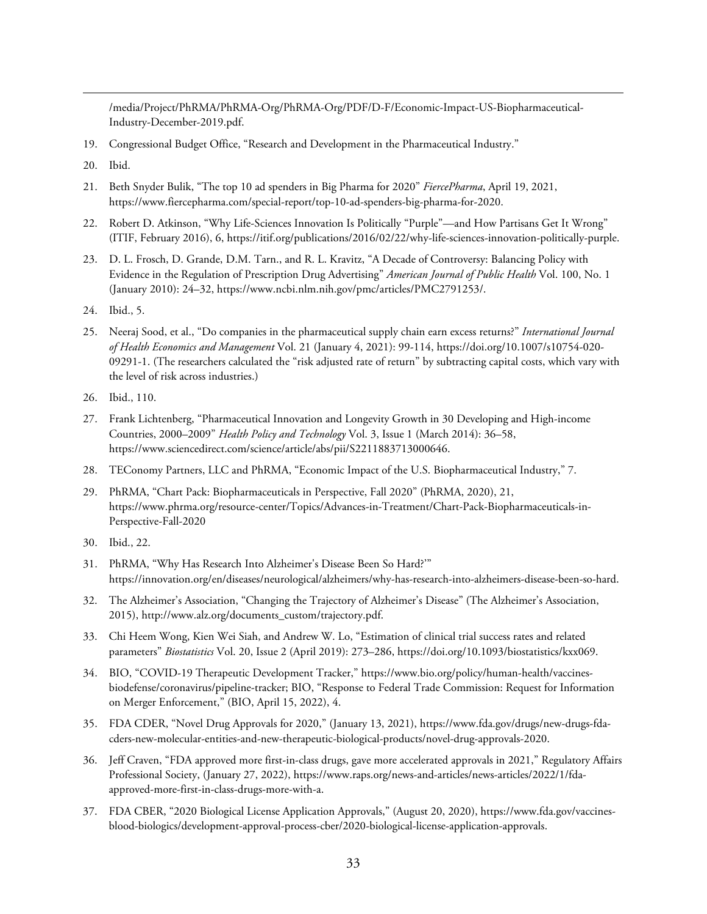/media/Project/PhRMA/PhRMA-Org/PhRMA-Org/PDF/D-F/Economic-Impact-US-Biopharmaceutical-Industry-December-2019.pdf.

19. Congressional Budget Office, "Research and Development in the Pharmaceutical Industry."
20. Ibid.
21. Beth Snyder Bulik, "The top 10 ad spenders in Big Pharma for 2020" *FiercePharma*, April 19, 2021, https://www.fiercepharma.com/special-report/top-10-ad-spenders-big-pharma-for-2020.
22. Robert D. Atkinson, "Why Life-Sciences Innovation Is Politically "Purple"—and How Partisans Get It Wrong" (ITIF, February 2016), 6, https://itif.org/publications/2016/02/22/why-life-sciences-innovation-politically-purple.
23. D. L. Frosch, D. Grande, D.M. Tarn., and R. L. Kravitz, "A Decade of Controversy: Balancing Policy with Evidence in the Regulation of Prescription Drug Advertising" *American Journal of Public Health* Vol. 100, No. 1 (January 2010): 24–32, https://www.ncbi.nlm.nih.gov/pmc/articles/PMC2791253/.
24. Ibid., 5.
25. Neeraj Sood, et al., "Do companies in the pharmaceutical supply chain earn excess returns?" *International Journal of Health Economics and Management* Vol. 21 (January 4, 2021): 99-114, https://doi.org/10.1007/s10754-020-09291-1. (The researchers calculated the "risk adjusted rate of return" by subtracting capital costs, which vary with the level of risk across industries.)
26. Ibid., 110.
27. Frank Lichtenberg, "Pharmaceutical Innovation and Longevity Growth in 30 Developing and High-income Countries, 2000–2009" *Health Policy and Technology* Vol. 3, Issue 1 (March 2014): 36–58, https://www.sciencedirect.com/science/article/abs/pii/S2211883713000646.
28. TEConomy Partners, LLC and PhRMA, "Economic Impact of the U.S. Biopharmaceutical Industry," 7.
29. PhRMA, "Chart Pack: Biopharmaceuticals in Perspective, Fall 2020" (PhRMA, 2020), 21, https://www.phrma.org/resource-center/Topics/Advances-in-Treatment/Chart-Pack-Biopharmaceuticals-in-Perspective-Fall-2020
30. Ibid., 22.
31. PhRMA, "Why Has Research Into Alzheimer's Disease Been So Hard?'" https://innovation.org/en/diseases/neurological/alzheimers/why-has-research-into-alzheimers-disease-been-so-hard.
32. The Alzheimer's Association, "Changing the Trajectory of Alzheimer's Disease" (The Alzheimer's Association, 2015), http://www.alz.org/documents_custom/trajectory.pdf.
33. Chi Heem Wong, Kien Wei Siah, and Andrew W. Lo, "Estimation of clinical trial success rates and related parameters" *Biostatistics* Vol. 20, Issue 2 (April 2019): 273–286, https://doi.org/10.1093/biostatistics/kxx069.
34. BIO, "COVID-19 Therapeutic Development Tracker," https://www.bio.org/policy/human-health/vaccines-biodefense/coronavirus/pipeline-tracker; BIO, "Response to Federal Trade Commission: Request for Information on Merger Enforcement," (BIO, April 15, 2022), 4.
35. FDA CDER, "Novel Drug Approvals for 2020," (January 13, 2021), https://www.fda.gov/drugs/new-drugs-fda-cders-new-molecular-entities-and-new-therapeutic-biological-products/novel-drug-approvals-2020.
36. Jeff Craven, "FDA approved more first-in-class drugs, gave more accelerated approvals in 2021," Regulatory Affairs Professional Society, (January 27, 2022), https://www.raps.org/news-and-articles/news-articles/2022/1/fda-approved-more-first-in-class-drugs-more-with-a.
37. FDA CBER, "2020 Biological License Application Approvals," (August 20, 2020), https://www.fda.gov/vaccines-blood-biologics/development-approval-process-cber/2020-biological-license-application-approvals.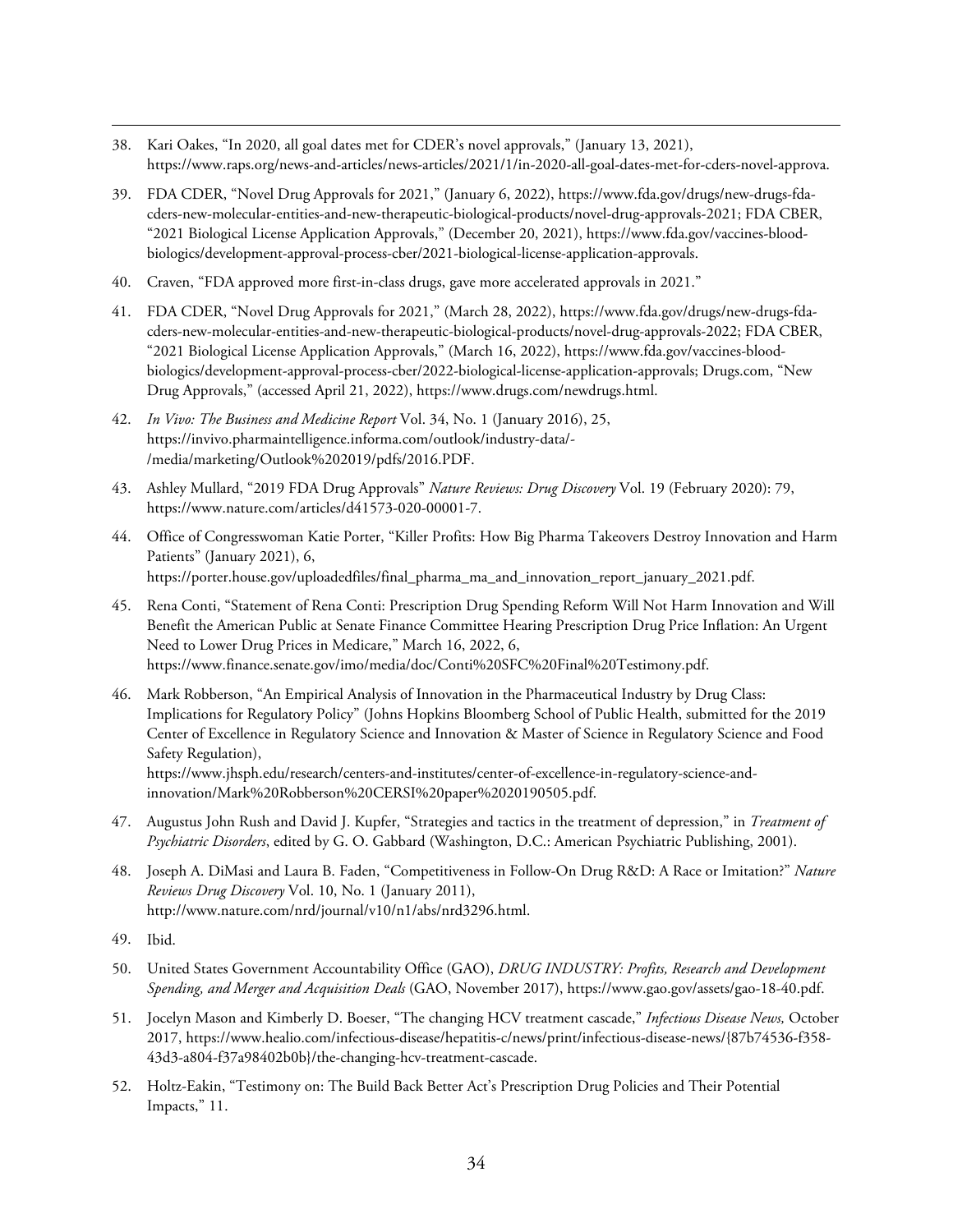38. Kari Oakes, "In 2020, all goal dates met for CDER's novel approvals," (January 13, 2021), https://www.raps.org/news-and-articles/news-articles/2021/1/in-2020-all-goal-dates-met-for-cders-novel-approva.

39. FDA CDER, "Novel Drug Approvals for 2021," (January 6, 2022), https://www.fda.gov/drugs/new-drugs-fda-cders-new-molecular-entities-and-new-therapeutic-biological-products/novel-drug-approvals-2021; FDA CBER, "2021 Biological License Application Approvals," (December 20, 2021), https://www.fda.gov/vaccines-blood-biologics/development-approval-process-cber/2021-biological-license-application-approvals.

40. Craven, "FDA approved more first-in-class drugs, gave more accelerated approvals in 2021."

41. FDA CDER, "Novel Drug Approvals for 2021," (March 28, 2022), https://www.fda.gov/drugs/new-drugs-fda-cders-new-molecular-entities-and-new-therapeutic-biological-products/novel-drug-approvals-2022; FDA CBER, "2021 Biological License Application Approvals," (March 16, 2022), https://www.fda.gov/vaccines-blood-biologics/development-approval-process-cber/2022-biological-license-application-approvals; Drugs.com, "New Drug Approvals," (accessed April 21, 2022), https://www.drugs.com/newdrugs.html.

42. *In Vivo: The Business and Medicine Report* Vol. 34, No. 1 (January 2016), 25, https://invivo.pharmaintelligence.informa.com/outlook/industry-data/-/media/marketing/Outlook%202019/pdfs/2016.PDF.

43. Ashley Mullard, "2019 FDA Drug Approvals" *Nature Reviews: Drug Discovery* Vol. 19 (February 2020): 79, https://www.nature.com/articles/d41573-020-00001-7.

44. Office of Congresswoman Katie Porter, "Killer Profits: How Big Pharma Takeovers Destroy Innovation and Harm Patients" (January 2021), 6, https://porter.house.gov/uploadedfiles/final_pharma_ma_and_innovation_report_january_2021.pdf.

45. Rena Conti, "Statement of Rena Conti: Prescription Drug Spending Reform Will Not Harm Innovation and Will Benefit the American Public at Senate Finance Committee Hearing Prescription Drug Price Inflation: An Urgent Need to Lower Drug Prices in Medicare," March 16, 2022, 6, https://www.finance.senate.gov/imo/media/doc/Conti%20SFC%20Final%20Testimony.pdf.

46. Mark Robberson, "An Empirical Analysis of Innovation in the Pharmaceutical Industry by Drug Class: Implications for Regulatory Policy" (Johns Hopkins Bloomberg School of Public Health, submitted for the 2019 Center of Excellence in Regulatory Science and Innovation & Master of Science in Regulatory Science and Food Safety Regulation), https://www.jhsph.edu/research/centers-and-institutes/center-of-excellence-in-regulatory-science-and-innovation/Mark%20Robberson%20CERSI%20paper%2020190505.pdf.

47. Augustus John Rush and David J. Kupfer, "Strategies and tactics in the treatment of depression," in *Treatment of Psychiatric Disorders*, edited by G. O. Gabbard (Washington, D.C.: American Psychiatric Publishing, 2001).

48. Joseph A. DiMasi and Laura B. Faden, "Competitiveness in Follow-On Drug R&D: A Race or Imitation?" *Nature Reviews Drug Discovery* Vol. 10, No. 1 (January 2011), http://www.nature.com/nrd/journal/v10/n1/abs/nrd3296.html.

49. Ibid.

50. United States Government Accountability Office (GAO), *DRUG INDUSTRY: Profits, Research and Development Spending, and Merger and Acquisition Deals* (GAO, November 2017), https://www.gao.gov/assets/gao-18-40.pdf.

51. Jocelyn Mason and Kimberly D. Boeser, "The changing HCV treatment cascade," *Infectious Disease News,* October 2017, https://www.healio.com/infectious-disease/hepatitis-c/news/print/infectious-disease-news/{87b74536-f358-43d3-a804-f37a98402b0b}/the-changing-hcv-treatment-cascade.

52. Holtz-Eakin, "Testimony on: The Build Back Better Act's Prescription Drug Policies and Their Potential Impacts," 11.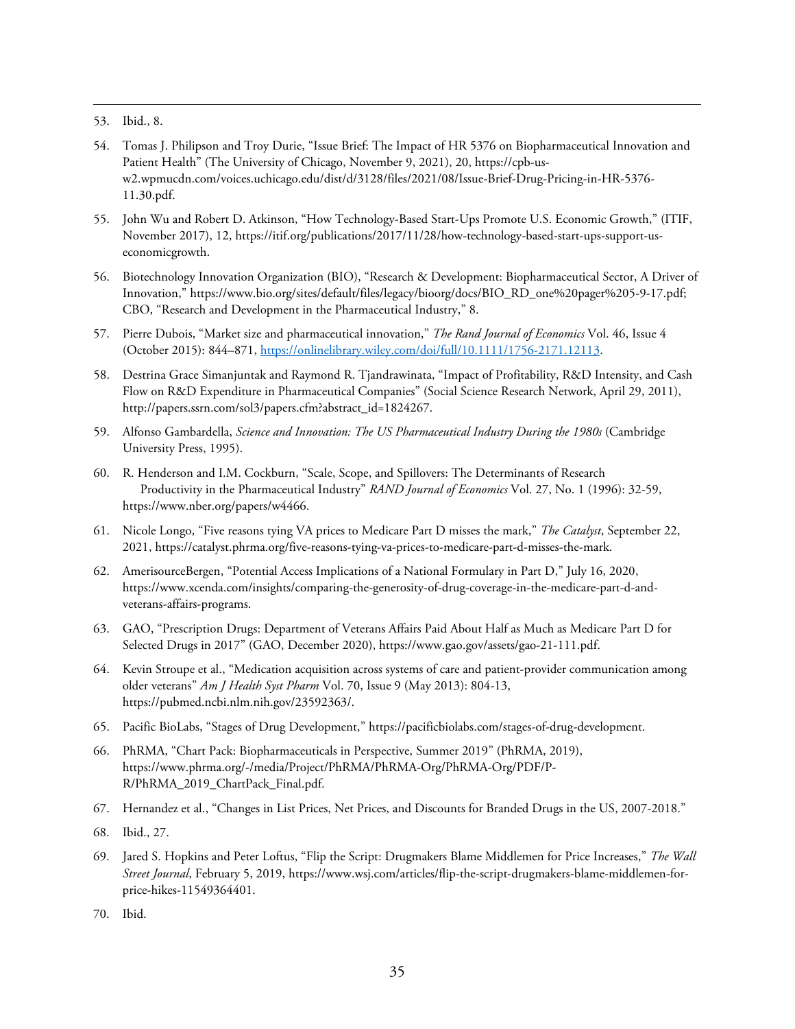53. Ibid., 8.

54. Tomas J. Philipson and Troy Durie, “Issue Brief: The Impact of HR 5376 on Biopharmaceutical Innovation and Patient Health” (The University of Chicago, November 9, 2021), 20, https://cpb-us-w2.wpmucdn.com/voices.uchicago.edu/dist/d/3128/files/2021/08/Issue-Brief-Drug-Pricing-in-HR-5376-11.30.pdf.

55. John Wu and Robert D. Atkinson, “How Technology-Based Start-Ups Promote U.S. Economic Growth,” (ITIF, November 2017), 12, https://itif.org/publications/2017/11/28/how-technology-based-start-ups-support-us-economicgrowth.

56. Biotechnology Innovation Organization (BIO), “Research & Development: Biopharmaceutical Sector, A Driver of Innovation,” https://www.bio.org/sites/default/files/legacy/bioorg/docs/BIO_RD_one%20pager%205-9-17.pdf; CBO, “Research and Development in the Pharmaceutical Industry,” 8.

57. Pierre Dubois, “Market size and pharmaceutical innovation,” *The Rand Journal of Economics* Vol. 46, Issue 4 (October 2015): 844–871, https://onlinelibrary.wiley.com/doi/full/10.1111/1756-2171.12113.

58. Destrina Grace Simanjuntak and Raymond R. Tjandrawinata, “Impact of Profitability, R&D Intensity, and Cash Flow on R&D Expenditure in Pharmaceutical Companies” (Social Science Research Network, April 29, 2011), http://papers.ssrn.com/sol3/papers.cfm?abstract_id=1824267.

59. Alfonso Gambardella, *Science and Innovation: The US Pharmaceutical Industry During the 1980s* (Cambridge University Press, 1995).

60. R. Henderson and I.M. Cockburn, “Scale, Scope, and Spillovers: The Determinants of Research Productivity in the Pharmaceutical Industry” *RAND Journal of Economics* Vol. 27, No. 1 (1996): 32-59, https://www.nber.org/papers/w4466.

61. Nicole Longo, “Five reasons tying VA prices to Medicare Part D misses the mark,” *The Catalyst*, September 22, 2021, https://catalyst.phrma.org/five-reasons-tying-va-prices-to-medicare-part-d-misses-the-mark.

62. AmerisourceBergen, “Potential Access Implications of a National Formulary in Part D,” July 16, 2020, https://www.xcenda.com/insights/comparing-the-generosity-of-drug-coverage-in-the-medicare-part-d-and-veterans-affairs-programs.

63. GAO, “Prescription Drugs: Department of Veterans Affairs Paid About Half as Much as Medicare Part D for Selected Drugs in 2017” (GAO, December 2020), https://www.gao.gov/assets/gao-21-111.pdf.

64. Kevin Stroupe et al., “Medication acquisition across systems of care and patient-provider communication among older veterans” *Am J Health Syst Pharm* Vol. 70, Issue 9 (May 2013): 804-13, https://pubmed.ncbi.nlm.nih.gov/23592363/.

65. Pacific BioLabs, “Stages of Drug Development,” https://pacificbiolabs.com/stages-of-drug-development.

66. PhRMA, “Chart Pack: Biopharmaceuticals in Perspective, Summer 2019” (PhRMA, 2019), https://www.phrma.org/-/media/Project/PhRMA/PhRMA-Org/PhRMA-Org/PDF/P-R/PhRMA_2019_ChartPack_Final.pdf.

67. Hernandez et al., “Changes in List Prices, Net Prices, and Discounts for Branded Drugs in the US, 2007-2018.”

68. Ibid., 27.

69. Jared S. Hopkins and Peter Loftus, “Flip the Script: Drugmakers Blame Middlemen for Price Increases,” *The Wall Street Journal*, February 5, 2019, https://www.wsj.com/articles/flip-the-script-drugmakers-blame-middlemen-for-price-hikes-11549364401.

70. Ibid.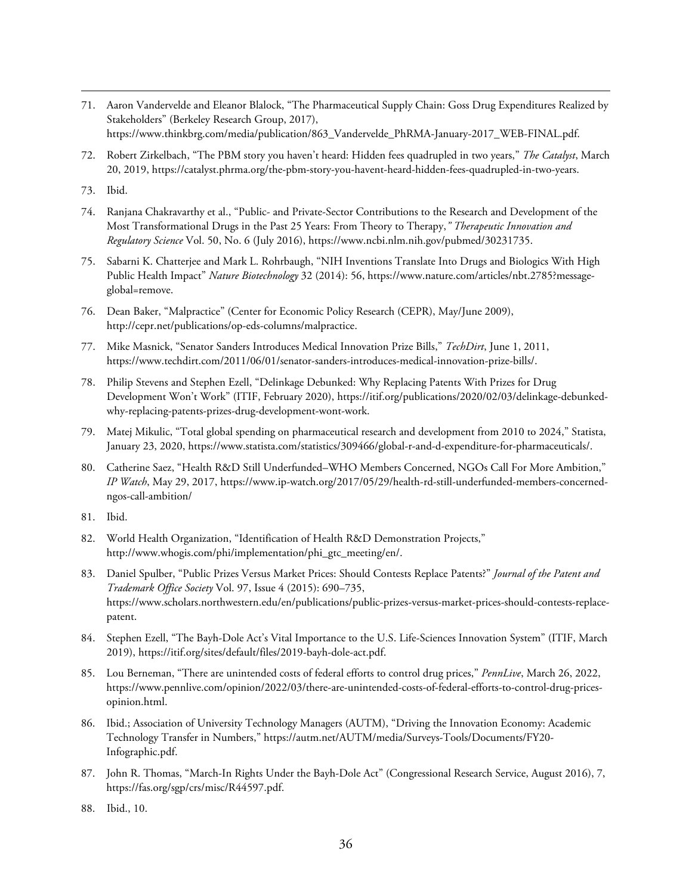71. Aaron Vandervelde and Eleanor Blalock, “The Pharmaceutical Supply Chain: Goss Drug Expenditures Realized by Stakeholders” (Berkeley Research Group, 2017), https://www.thinkbrg.com/media/publication/863_Vandervelde_PhRMA-January-2017_WEB-FINAL.pdf.

72. Robert Zirkelbach, “The PBM story you haven’t heard: Hidden fees quadrupled in two years,” *The Catalyst*, March 20, 2019, https://catalyst.phrma.org/the-pbm-story-you-havent-heard-hidden-fees-quadrupled-in-two-years.

73. Ibid.

74. Ranjana Chakravarthy et al., “Public- and Private-Sector Contributions to the Research and Development of the Most Transformational Drugs in the Past 25 Years: From Theory to Therapy,” *Therapeutic Innovation and Regulatory Science* Vol. 50, No. 6 (July 2016), https://www.ncbi.nlm.nih.gov/pubmed/30231735.

75. Sabarni K. Chatterjee and Mark L. Rohrbaugh, “NIH Inventions Translate Into Drugs and Biologics With High Public Health Impact” *Nature Biotechnology* 32 (2014): 56, https://www.nature.com/articles/nbt.2785?message-global=remove.

76. Dean Baker, “Malpractice” (Center for Economic Policy Research (CEPR), May/June 2009), http://cepr.net/publications/op-eds-columns/malpractice.

77. Mike Masnick, “Senator Sanders Introduces Medical Innovation Prize Bills,” *TechDirt*, June 1, 2011, https://www.techdirt.com/2011/06/01/senator-sanders-introduces-medical-innovation-prize-bills/.

78. Philip Stevens and Stephen Ezell, “Delinkage Debunked: Why Replacing Patents With Prizes for Drug Development Won’t Work” (ITIF, February 2020), https://itif.org/publications/2020/02/03/delinkage-debunked-why-replacing-patents-prizes-drug-development-wont-work.

79. Matej Mikulic, “Total global spending on pharmaceutical research and development from 2010 to 2024,” Statista, January 23, 2020, https://www.statista.com/statistics/309466/global-r-and-d-expenditure-for-pharmaceuticals/.

80. Catherine Saez, “Health R&D Still Underfunded–WHO Members Concerned, NGOs Call For More Ambition,” *IP Watch*, May 29, 2017, https://www.ip-watch.org/2017/05/29/health-rd-still-underfunded-members-concerned-ngos-call-ambition/

81. Ibid.

82. World Health Organization, “Identification of Health R&D Demonstration Projects,” http://www.whogis.com/phi/implementation/phi_gtc_meeting/en/.

83. Daniel Spulber, “Public Prizes Versus Market Prices: Should Contests Replace Patents?” *Journal of the Patent and Trademark Office Society* Vol. 97, Issue 4 (2015): 690–735, https://www.scholars.northwestern.edu/en/publications/public-prizes-versus-market-prices-should-contests-replace-patent.

84. Stephen Ezell, “The Bayh-Dole Act’s Vital Importance to the U.S. Life-Sciences Innovation System” (ITIF, March 2019), https://itif.org/sites/default/files/2019-bayh-dole-act.pdf.

85. Lou Berneman, “There are unintended costs of federal efforts to control drug prices,” *PennLive*, March 26, 2022, https://www.pennlive.com/opinion/2022/03/there-are-unintended-costs-of-federal-efforts-to-control-drug-prices-opinion.html.

86. Ibid.; Association of University Technology Managers (AUTM), “Driving the Innovation Economy: Academic Technology Transfer in Numbers,” https://autm.net/AUTM/media/Surveys-Tools/Documents/FY20-Infographic.pdf.

87. John R. Thomas, “March-In Rights Under the Bayh-Dole Act” (Congressional Research Service, August 2016), 7, https://fas.org/sgp/crs/misc/R44597.pdf.

88. Ibid., 10.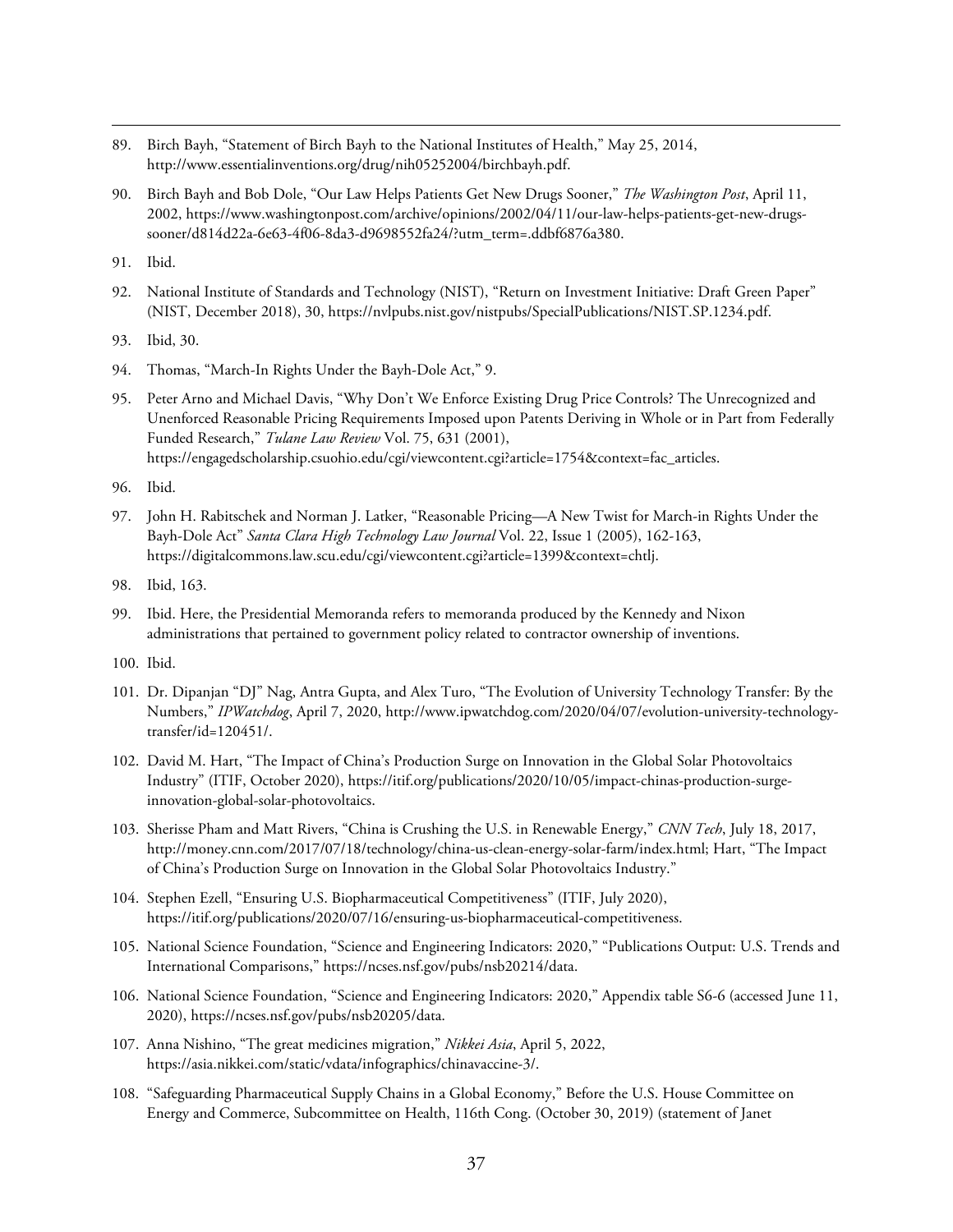89. Birch Bayh, "Statement of Birch Bayh to the National Institutes of Health," May 25, 2014, http://www.essentialinventions.org/drug/nih05252004/birchbayh.pdf.

90. Birch Bayh and Bob Dole, "Our Law Helps Patients Get New Drugs Sooner," *The Washington Post*, April 11, 2002, https://www.washingtonpost.com/archive/opinions/2002/04/11/our-law-helps-patients-get-new-drugs-sooner/d814d22a-6e63-4f06-8da3-d9698552fa24/?utm_term=.ddbf6876a380.

91. Ibid.

92. National Institute of Standards and Technology (NIST), "Return on Investment Initiative: Draft Green Paper" (NIST, December 2018), 30, https://nvlpubs.nist.gov/nistpubs/SpecialPublications/NIST.SP.1234.pdf.

93. Ibid, 30.

94. Thomas, "March-In Rights Under the Bayh-Dole Act," 9.

95. Peter Arno and Michael Davis, "Why Don't We Enforce Existing Drug Price Controls? The Unrecognized and Unenforced Reasonable Pricing Requirements Imposed upon Patents Deriving in Whole or in Part from Federally Funded Research," *Tulane Law Review* Vol. 75, 631 (2001), https://engagedscholarship.csuohio.edu/cgi/viewcontent.cgi?article=1754&context=fac_articles.

96. Ibid.

97. John H. Rabitschek and Norman J. Latker, "Reasonable Pricing—A New Twist for March-in Rights Under the Bayh-Dole Act" *Santa Clara High Technology Law Journal* Vol. 22, Issue 1 (2005), 162-163, https://digitalcommons.law.scu.edu/cgi/viewcontent.cgi?article=1399&context=chtlj.

98. Ibid, 163.

99. Ibid. Here, the Presidential Memoranda refers to memoranda produced by the Kennedy and Nixon administrations that pertained to government policy related to contractor ownership of inventions.

100. Ibid.

101. Dr. Dipanjan "DJ" Nag, Antra Gupta, and Alex Turo, "The Evolution of University Technology Transfer: By the Numbers," *IPWatchdog*, April 7, 2020, http://www.ipwatchdog.com/2020/04/07/evolution-university-technology-transfer/id=120451/.

102. David M. Hart, "The Impact of China's Production Surge on Innovation in the Global Solar Photovoltaics Industry" (ITIF, October 2020), https://itif.org/publications/2020/10/05/impact-chinas-production-surge-innovation-global-solar-photovoltaics.

103. Sherisse Pham and Matt Rivers, "China is Crushing the U.S. in Renewable Energy," *CNN Tech*, July 18, 2017, http://money.cnn.com/2017/07/18/technology/china-us-clean-energy-solar-farm/index.html; Hart, "The Impact of China's Production Surge on Innovation in the Global Solar Photovoltaics Industry."

104. Stephen Ezell, "Ensuring U.S. Biopharmaceutical Competitiveness" (ITIF, July 2020), https://itif.org/publications/2020/07/16/ensuring-us-biopharmaceutical-competitiveness.

105. National Science Foundation, "Science and Engineering Indicators: 2020," "Publications Output: U.S. Trends and International Comparisons," https://ncses.nsf.gov/pubs/nsb20214/data.

106. National Science Foundation, "Science and Engineering Indicators: 2020," Appendix table S6-6 (accessed June 11, 2020), https://ncses.nsf.gov/pubs/nsb20205/data.

107. Anna Nishino, "The great medicines migration," *Nikkei Asia*, April 5, 2022, https://asia.nikkei.com/static/vdata/infographics/chinavaccine-3/.

108. "Safeguarding Pharmaceutical Supply Chains in a Global Economy," Before the U.S. House Committee on Energy and Commerce, Subcommittee on Health, 116th Cong. (October 30, 2019) (statement of Janet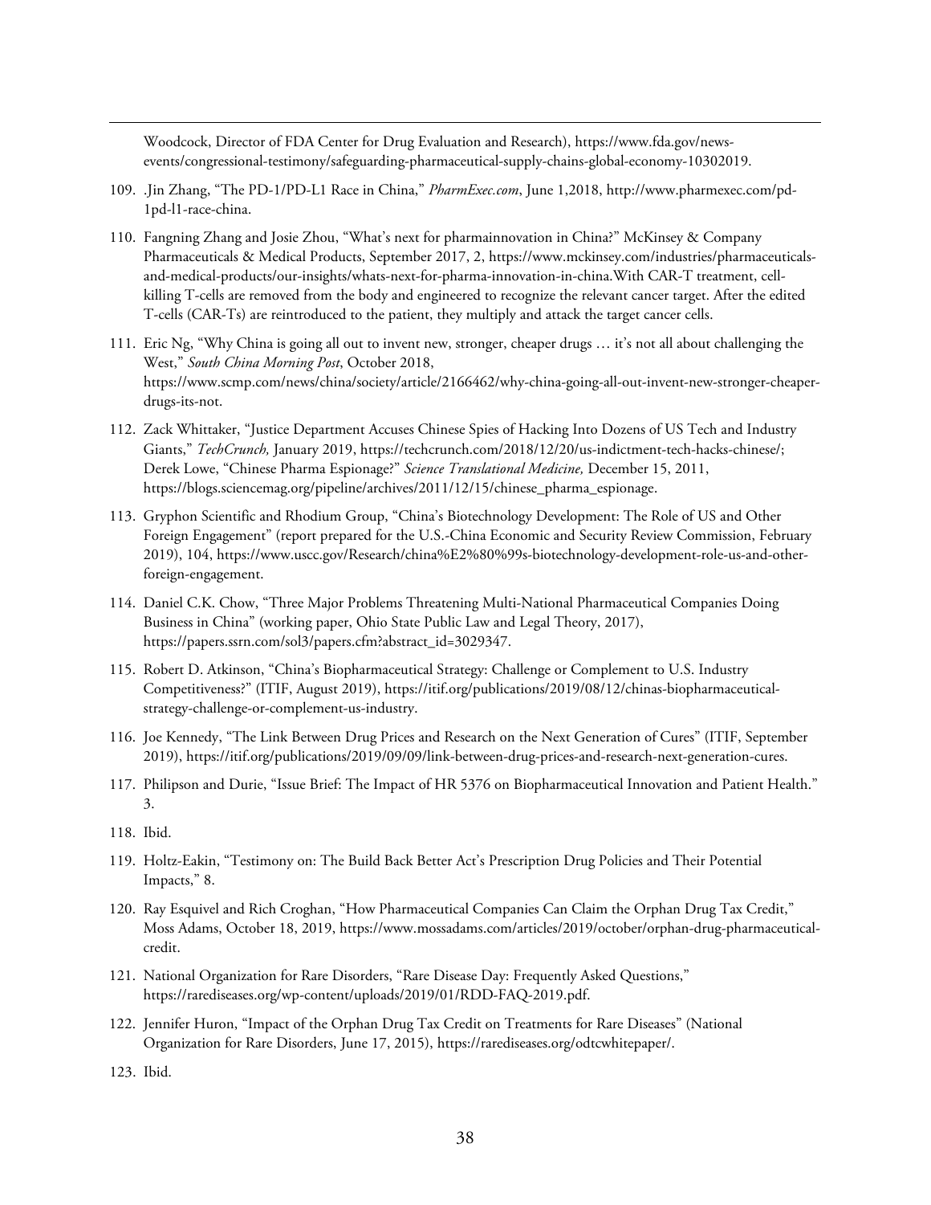Woodcock, Director of FDA Center for Drug Evaluation and Research), https://www.fda.gov/news-events/congressional-testimony/safeguarding-pharmaceutical-supply-chains-global-economy-10302019.

109. .Jin Zhang, "The PD-1/PD-L1 Race in China," *PharmExec.com*, June 1,2018, http://www.pharmexec.com/pd-1pd-l1-race-china.

110. Fangning Zhang and Josie Zhou, "What's next for pharmainnovation in China?" McKinsey & Company Pharmaceuticals & Medical Products, September 2017, 2, https://www.mckinsey.com/industries/pharmaceuticals-and-medical-products/our-insights/whats-next-for-pharma-innovation-in-china.With CAR-T treatment, cell-killing T-cells are removed from the body and engineered to recognize the relevant cancer target. After the edited T-cells (CAR-Ts) are reintroduced to the patient, they multiply and attack the target cancer cells.

111. Eric Ng, "Why China is going all out to invent new, stronger, cheaper drugs … it's not all about challenging the West," *South China Morning Post*, October 2018, https://www.scmp.com/news/china/society/article/2166462/why-china-going-all-out-invent-new-stronger-cheaper-drugs-its-not.

112. Zack Whittaker, "Justice Department Accuses Chinese Spies of Hacking Into Dozens of US Tech and Industry Giants," *TechCrunch,* January 2019, https://techcrunch.com/2018/12/20/us-indictment-tech-hacks-chinese/; Derek Lowe, "Chinese Pharma Espionage?" *Science Translational Medicine,* December 15, 2011, https://blogs.sciencemag.org/pipeline/archives/2011/12/15/chinese_pharma_espionage.

113. Gryphon Scientific and Rhodium Group, "China's Biotechnology Development: The Role of US and Other Foreign Engagement" (report prepared for the U.S.-China Economic and Security Review Commission, February 2019), 104, https://www.uscc.gov/Research/china%E2%80%99s-biotechnology-development-role-us-and-other-foreign-engagement.

114. Daniel C.K. Chow, "Three Major Problems Threatening Multi-National Pharmaceutical Companies Doing Business in China" (working paper, Ohio State Public Law and Legal Theory, 2017), https://papers.ssrn.com/sol3/papers.cfm?abstract_id=3029347.

115. Robert D. Atkinson, "China's Biopharmaceutical Strategy: Challenge or Complement to U.S. Industry Competitiveness?" (ITIF, August 2019), https://itif.org/publications/2019/08/12/chinas-biopharmaceutical-strategy-challenge-or-complement-us-industry.

116. Joe Kennedy, "The Link Between Drug Prices and Research on the Next Generation of Cures" (ITIF, September 2019), https://itif.org/publications/2019/09/09/link-between-drug-prices-and-research-next-generation-cures.

117. Philipson and Durie, "Issue Brief: The Impact of HR 5376 on Biopharmaceutical Innovation and Patient Health." 3.

118. Ibid.

119. Holtz-Eakin, "Testimony on: The Build Back Better Act's Prescription Drug Policies and Their Potential Impacts," 8.

120. Ray Esquivel and Rich Croghan, "How Pharmaceutical Companies Can Claim the Orphan Drug Tax Credit," Moss Adams, October 18, 2019, https://www.mossadams.com/articles/2019/october/orphan-drug-pharmaceutical-credit.

121. National Organization for Rare Disorders, "Rare Disease Day: Frequently Asked Questions," https://rarediseases.org/wp-content/uploads/2019/01/RDD-FAQ-2019.pdf.

122. Jennifer Huron, "Impact of the Orphan Drug Tax Credit on Treatments for Rare Diseases" (National Organization for Rare Disorders, June 17, 2015), https://rarediseases.org/odtcwhitepaper/.

123. Ibid.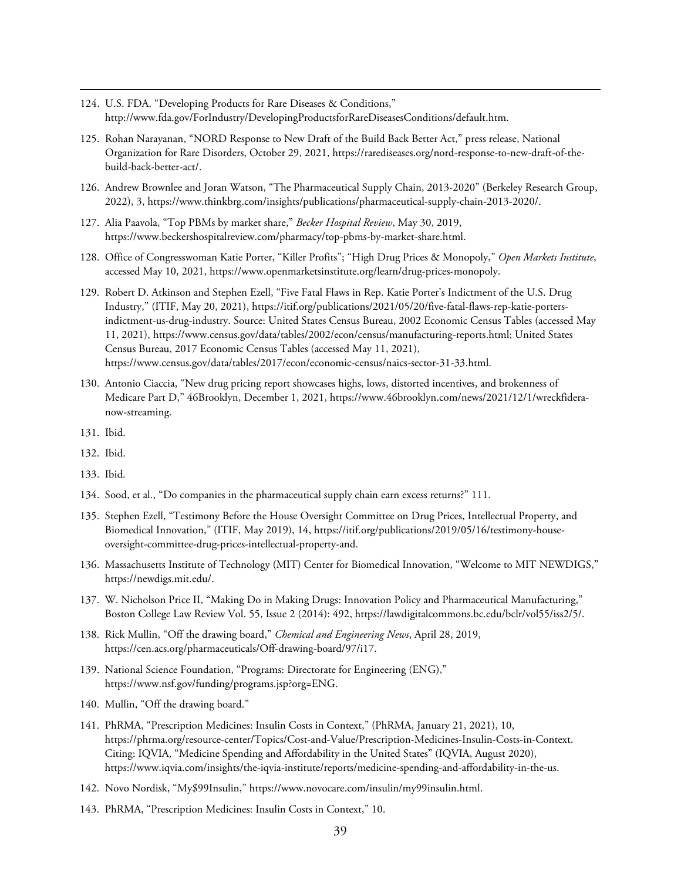124. U.S. FDA. "Developing Products for Rare Diseases & Conditions," http://www.fda.gov/ForIndustry/DevelopingProductsforRareDiseasesConditions/default.htm.
125. Rohan Narayanan, "NORD Response to New Draft of the Build Back Better Act," press release, National Organization for Rare Disorders, October 29, 2021, https://rarediseases.org/nord-response-to-new-draft-of-the-build-back-better-act/.
126. Andrew Brownlee and Joran Watson, "The Pharmaceutical Supply Chain, 2013-2020" (Berkeley Research Group, 2022), 3, https://www.thinkbrg.com/insights/publications/pharmaceutical-supply-chain-2013-2020/.
127. Alia Paavola, "Top PBMs by market share," *Becker Hospital Review*, May 30, 2019, https://www.beckershospitalreview.com/pharmacy/top-pbms-by-market-share.html.
128. Office of Congresswoman Katie Porter, "Killer Profits"; "High Drug Prices & Monopoly," *Open Markets Institute*, accessed May 10, 2021, https://www.openmarketsinstitute.org/learn/drug-prices-monopoly.
129. Robert D. Atkinson and Stephen Ezell, "Five Fatal Flaws in Rep. Katie Porter's Indictment of the U.S. Drug Industry," (ITIF, May 20, 2021), https://itif.org/publications/2021/05/20/five-fatal-flaws-rep-katie-porters-indictment-us-drug-industry. Source: United States Census Bureau, 2002 Economic Census Tables (accessed May 11, 2021), https://www.census.gov/data/tables/2002/econ/census/manufacturing-reports.html; United States Census Bureau, 2017 Economic Census Tables (accessed May 11, 2021), https://www.census.gov/data/tables/2017/econ/economic-census/naics-sector-31-33.html.
130. Antonio Ciaccia, "New drug pricing report showcases highs, lows, distorted incentives, and brokenness of Medicare Part D," 46Brooklyn, December 1, 2021, https://www.46brooklyn.com/news/2021/12/1/wreckfidera-now-streaming.
131. Ibid.
132. Ibid.
133. Ibid.
134. Sood, et al., "Do companies in the pharmaceutical supply chain earn excess returns?" 111.
135. Stephen Ezell, "Testimony Before the House Oversight Committee on Drug Prices, Intellectual Property, and Biomedical Innovation," (ITIF, May 2019), 14, https://itif.org/publications/2019/05/16/testimony-house-oversight-committee-drug-prices-intellectual-property-and.
136. Massachusetts Institute of Technology (MIT) Center for Biomedical Innovation, "Welcome to MIT NEWDIGS," https://newdigs.mit.edu/.
137. W. Nicholson Price II, "Making Do in Making Drugs: Innovation Policy and Pharmaceutical Manufacturing," Boston College Law Review Vol. 55, Issue 2 (2014): 492, https://lawdigitalcommons.bc.edu/bclr/vol55/iss2/5/.
138. Rick Mullin, "Off the drawing board," *Chemical and Engineering News*, April 28, 2019, https://cen.acs.org/pharmaceuticals/Off-drawing-board/97/i17.
139. National Science Foundation, "Programs: Directorate for Engineering (ENG)," https://www.nsf.gov/funding/programs.jsp?org=ENG.
140. Mullin, "Off the drawing board."
141. PhRMA, "Prescription Medicines: Insulin Costs in Context," (PhRMA, January 21, 2021), 10, https://phrma.org/resource-center/Topics/Cost-and-Value/Prescription-Medicines-Insulin-Costs-in-Context. Citing: IQVIA, "Medicine Spending and Affordability in the United States" (IQVIA, August 2020), https://www.iqvia.com/insights/the-iqvia-institute/reports/medicine-spending-and-affordability-in-the-us.
142. Novo Nordisk, "My$99Insulin," https://www.novocare.com/insulin/my99insulin.html.
143. PhRMA, "Prescription Medicines: Insulin Costs in Context," 10.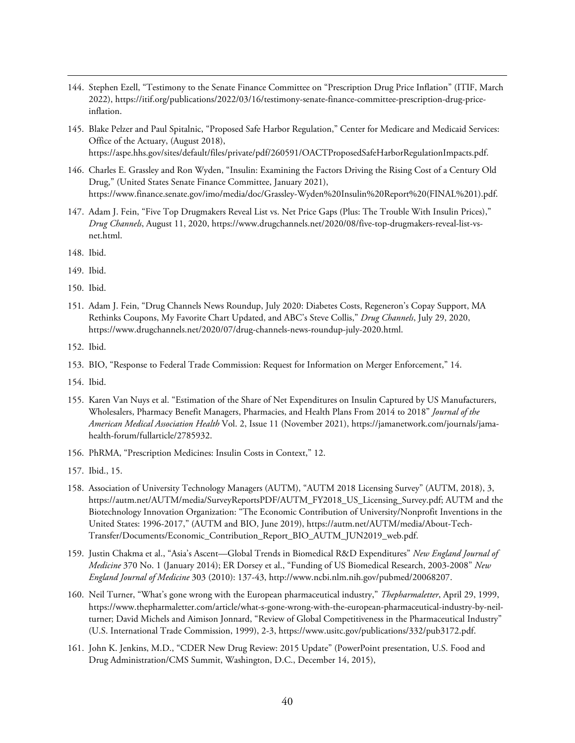144. Stephen Ezell, "Testimony to the Senate Finance Committee on "Prescription Drug Price Inflation" (ITIF, March 2022), https://itif.org/publications/2022/03/16/testimony-senate-finance-committee-prescription-drug-price-inflation.

145. Blake Pelzer and Paul Spitalnic, "Proposed Safe Harbor Regulation," Center for Medicare and Medicaid Services: Office of the Actuary, (August 2018), https://aspe.hhs.gov/sites/default/files/private/pdf/260591/OACTProposedSafeHarborRegulationImpacts.pdf.

146. Charles E. Grassley and Ron Wyden, "Insulin: Examining the Factors Driving the Rising Cost of a Century Old Drug," (United States Senate Finance Committee, January 2021), https://www.finance.senate.gov/imo/media/doc/Grassley-Wyden%20Insulin%20Report%20(FINAL%201).pdf.

147. Adam J. Fein, "Five Top Drugmakers Reveal List vs. Net Price Gaps (Plus: The Trouble With Insulin Prices)," *Drug Channels*, August 11, 2020, https://www.drugchannels.net/2020/08/five-top-drugmakers-reveal-list-vs-net.html.

148. Ibid.

149. Ibid.

150. Ibid.

151. Adam J. Fein, "Drug Channels News Roundup, July 2020: Diabetes Costs, Regeneron's Copay Support, MA Rethinks Coupons, My Favorite Chart Updated, and ABC's Steve Collis," *Drug Channels*, July 29, 2020, https://www.drugchannels.net/2020/07/drug-channels-news-roundup-july-2020.html.

152. Ibid.

153. BIO, "Response to Federal Trade Commission: Request for Information on Merger Enforcement," 14.

154. Ibid.

155. Karen Van Nuys et al. "Estimation of the Share of Net Expenditures on Insulin Captured by US Manufacturers, Wholesalers, Pharmacy Benefit Managers, Pharmacies, and Health Plans From 2014 to 2018" *Journal of the American Medical Association Health* Vol. 2, Issue 11 (November 2021), https://jamanetwork.com/journals/jama-health-forum/fullarticle/2785932.

156. PhRMA, "Prescription Medicines: Insulin Costs in Context," 12.

157. Ibid., 15.

158. Association of University Technology Managers (AUTM), "AUTM 2018 Licensing Survey" (AUTM, 2018), 3, https://autm.net/AUTM/media/SurveyReportsPDF/AUTM_FY2018_US_Licensing_Survey.pdf; AUTM and the Biotechnology Innovation Organization: "The Economic Contribution of University/Nonprofit Inventions in the United States: 1996-2017," (AUTM and BIO, June 2019), https://autm.net/AUTM/media/About-Tech-Transfer/Documents/Economic_Contribution_Report_BIO_AUTM_JUN2019_web.pdf.

159. Justin Chakma et al., "Asia's Ascent—Global Trends in Biomedical R&D Expenditures" *New England Journal of Medicine* 370 No. 1 (January 2014); ER Dorsey et al., "Funding of US Biomedical Research, 2003-2008" *New England Journal of Medicine* 303 (2010): 137-43, http://www.ncbi.nlm.nih.gov/pubmed/20068207.

160. Neil Turner, "What's gone wrong with the European pharmaceutical industry," *Thepharmaletter*, April 29, 1999, https://www.thepharmaletter.com/article/what-s-gone-wrong-with-the-european-pharmaceutical-industry-by-neil-turner; David Michels and Aimison Jonnard, "Review of Global Competitiveness in the Pharmaceutical Industry" (U.S. International Trade Commission, 1999), 2-3, https://www.usitc.gov/publications/332/pub3172.pdf.

161. John K. Jenkins, M.D., "CDER New Drug Review: 2015 Update" (PowerPoint presentation, U.S. Food and Drug Administration/CMS Summit, Washington, D.C., December 14, 2015),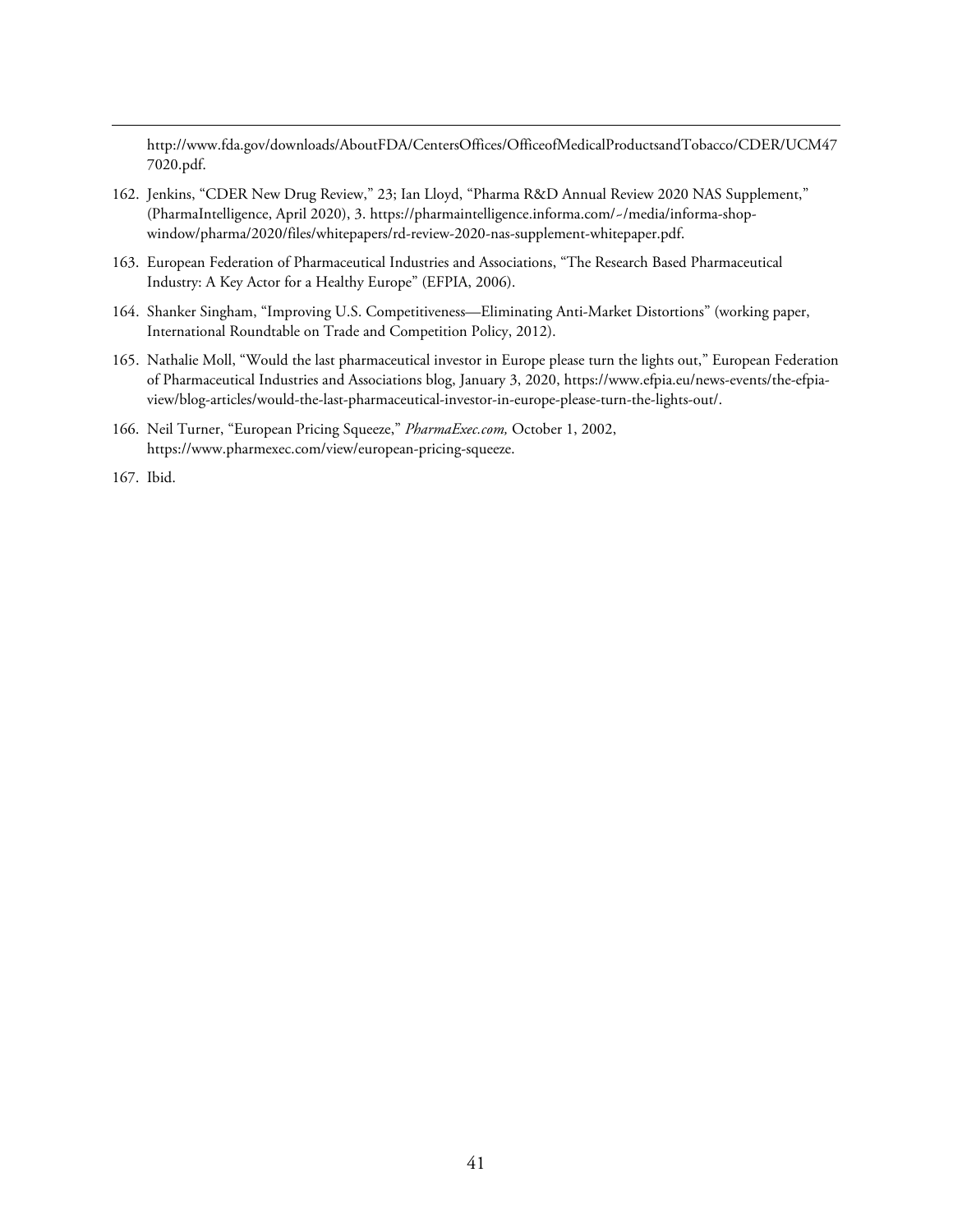http://www.fda.gov/downloads/AboutFDA/CentersOffices/OfficeofMedicalProductsandTobacco/CDER/UCM477020.pdf.

162. Jenkins, "CDER New Drug Review," 23; Ian Lloyd, "Pharma R&D Annual Review 2020 NAS Supplement," (PharmaIntelligence, April 2020), 3. https://pharmaintelligence.informa.com/~/media/informa-shop-window/pharma/2020/files/whitepapers/rd-review-2020-nas-supplement-whitepaper.pdf.
163. European Federation of Pharmaceutical Industries and Associations, "The Research Based Pharmaceutical Industry: A Key Actor for a Healthy Europe" (EFPIA, 2006).
164. Shanker Singham, "Improving U.S. Competitiveness—Eliminating Anti-Market Distortions" (working paper, International Roundtable on Trade and Competition Policy, 2012).
165. Nathalie Moll, "Would the last pharmaceutical investor in Europe please turn the lights out," European Federation of Pharmaceutical Industries and Associations blog, January 3, 2020, https://www.efpia.eu/news-events/the-efpia-view/blog-articles/would-the-last-pharmaceutical-investor-in-europe-please-turn-the-lights-out/.
166. Neil Turner, "European Pricing Squeeze," *PharmaExec.com,* October 1, 2002, https://www.pharmexec.com/view/european-pricing-squeeze.
167. Ibid.